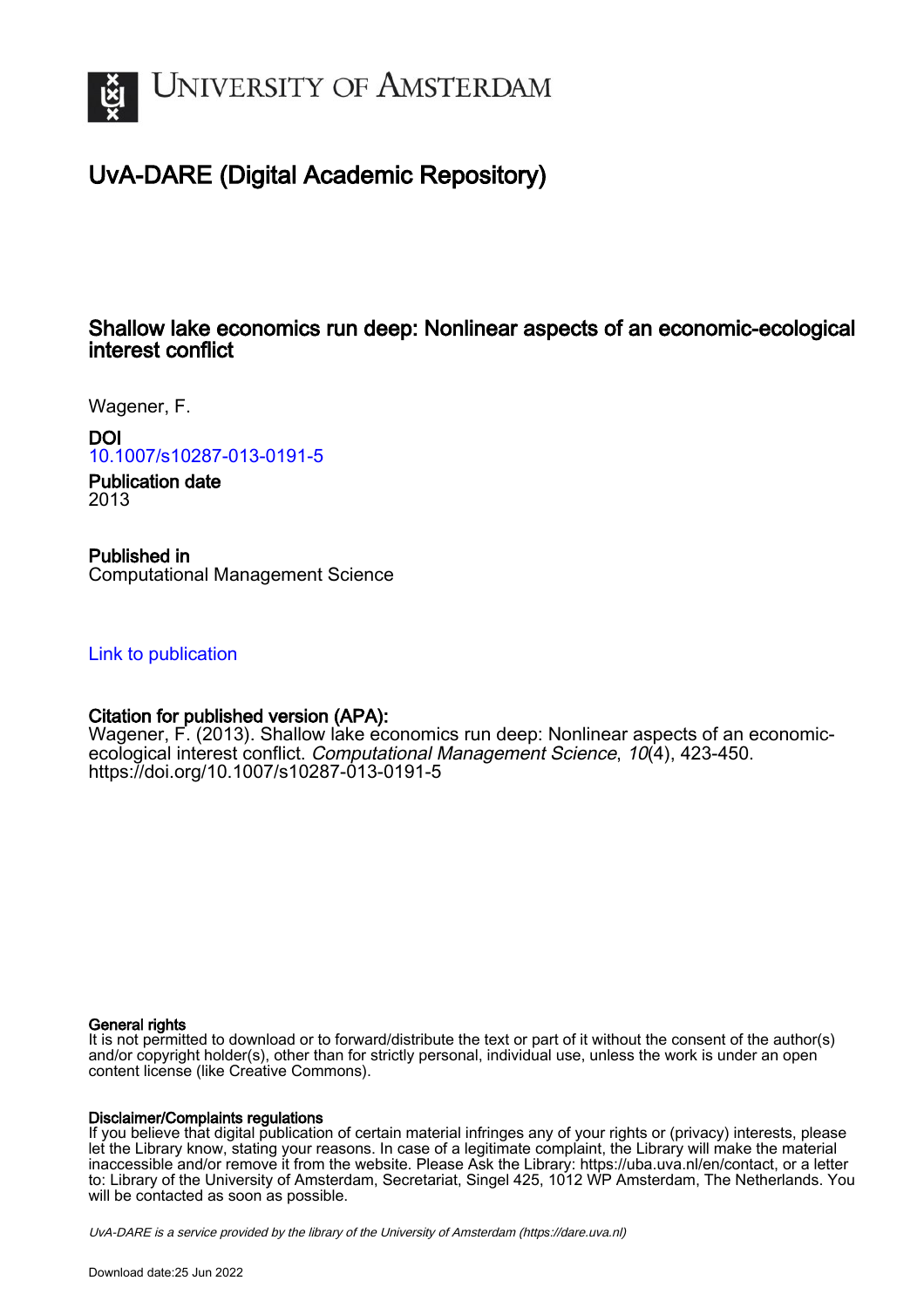# UvA-DARE (Digital Academic Repository)

## Shallow lake economics run deep: Nonlinear aspects of an economic-ecological interest conflict

Wagener, F.

**DOI**
10.1007/s10287-013-0191-5

**Publication date**
2013

**Published in**
Computational Management Science

Link to publication

**Citation for published version (APA):**
Wagener, F. (2013). Shallow lake economics run deep: Nonlinear aspects of an economic-ecological interest conflict. *Computational Management Science*, *10*(4), 423-450. https://doi.org/10.1007/s10287-013-0191-5

**General rights**
It is not permitted to download or to forward/distribute the text or part of it without the consent of the author(s) and/or copyright holder(s), other than for strictly personal, individual use, unless the work is under an open content license (like Creative Commons).

**Disclaimer/Complaints regulations**
If you believe that digital publication of certain material infringes any of your rights or (privacy) interests, please let the Library know, stating your reasons. In case of a legitimate complaint, the Library will make the material inaccessible and/or remove it from the website. Please Ask the Library: https://uba.uva.nl/en/contact, or a letter to: Library of the University of Amsterdam, Secretariat, Singel 425, 1012 WP Amsterdam, The Netherlands. You will be contacted as soon as possible.

*UvA-DARE is a service provided by the library of the University of Amsterdam (https://dare.uva.nl)*

Download date:25 Jun 2022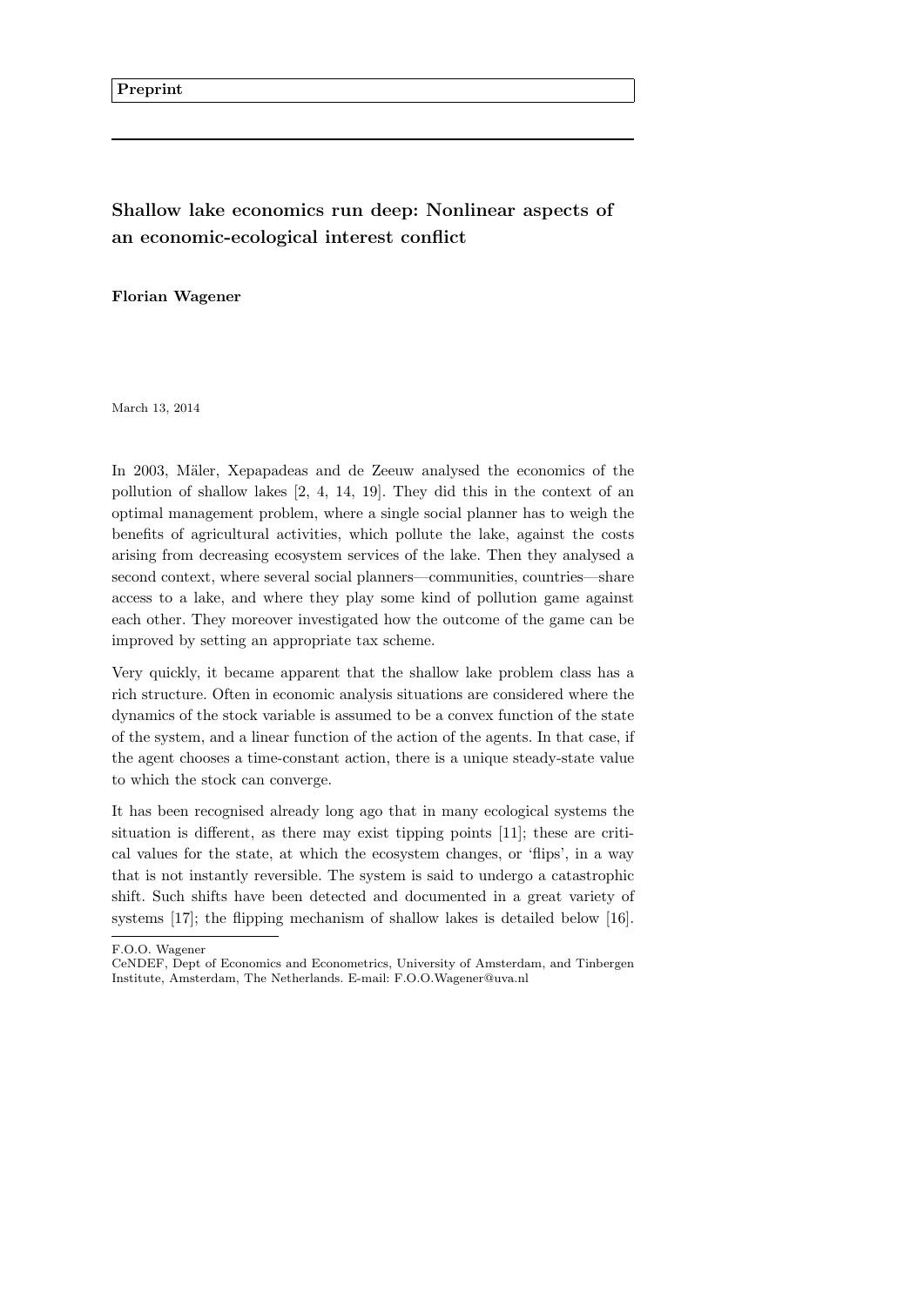Preprint

# Shallow lake economics run deep: Nonlinear aspects of an economic-ecological interest conflict

**Florian Wagener**

March 13, 2014

In 2003, Mäler, Xepapadeas and de Zeeuw analysed the economics of the pollution of shallow lakes [2, 4, 14, 19]. They did this in the context of an optimal management problem, where a single social planner has to weigh the benefits of agricultural activities, which pollute the lake, against the costs arising from decreasing ecosystem services of the lake. Then they analysed a second context, where several social planners—communities, countries—share access to a lake, and where they play some kind of pollution game against each other. They moreover investigated how the outcome of the game can be improved by setting an appropriate tax scheme.

Very quickly, it became apparent that the shallow lake problem class has a rich structure. Often in economic analysis situations are considered where the dynamics of the stock variable is assumed to be a convex function of the state of the system, and a linear function of the action of the agents. In that case, if the agent chooses a time-constant action, there is a unique steady-state value to which the stock can converge.

It has been recognised already long ago that in many ecological systems the situation is different, as there may exist tipping points [11]; these are critical values for the state, at which the ecosystem changes, or 'flips', in a way that is not instantly reversible. The system is said to undergo a catastrophic shift. Such shifts have been detected and documented in a great variety of systems [17]; the flipping mechanism of shallow lakes is detailed below [16].

F.O.O. Wagener
CeNDEF, Dept of Economics and Econometrics, University of Amsterdam, and Tinbergen Institute, Amsterdam, The Netherlands. E-mail: F.O.O.Wagener@uva.nl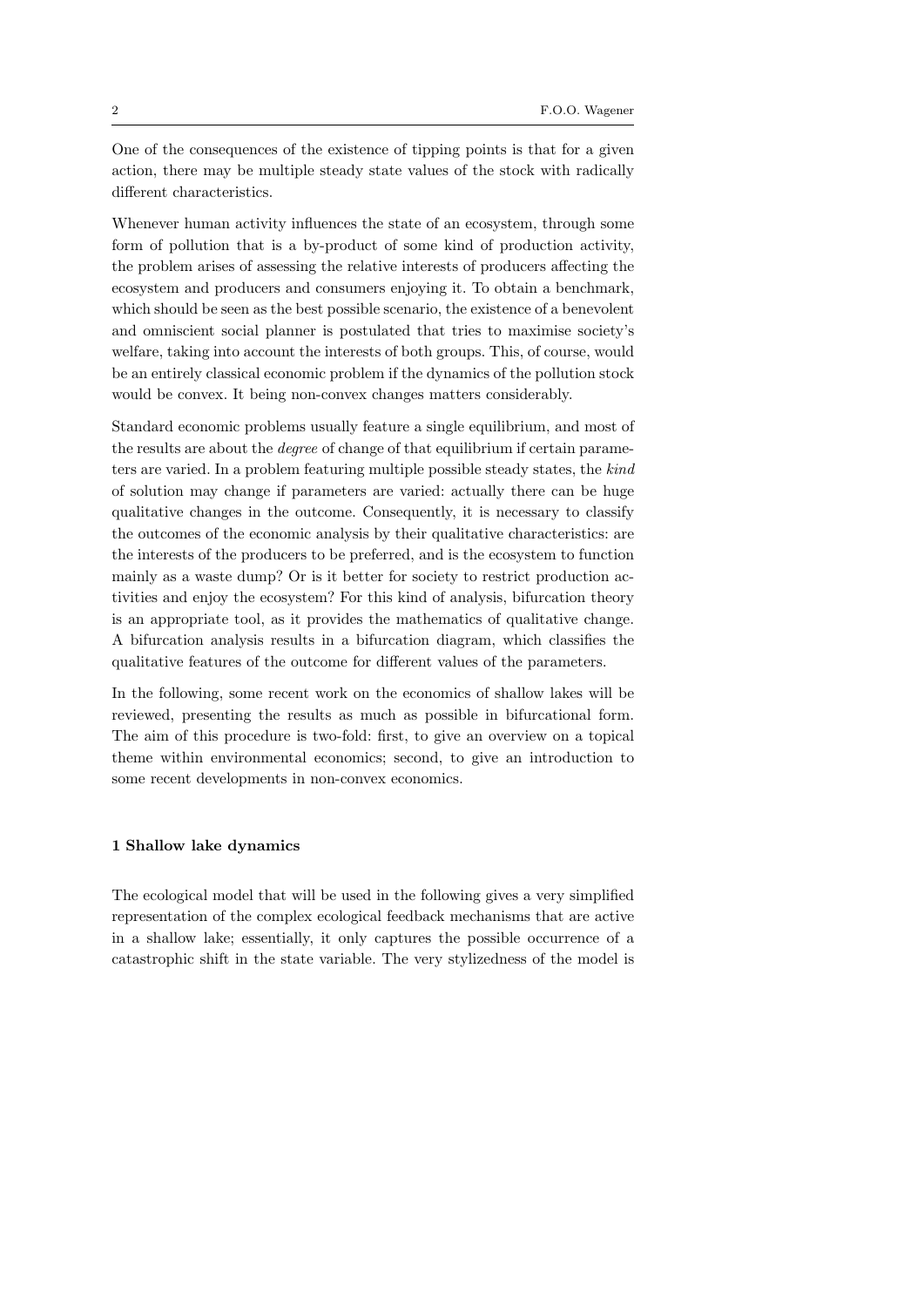One of the consequences of the existence of tipping points is that for a given action, there may be multiple steady state values of the stock with radically different characteristics.

Whenever human activity influences the state of an ecosystem, through some form of pollution that is a by-product of some kind of production activity, the problem arises of assessing the relative interests of producers affecting the ecosystem and producers and consumers enjoying it. To obtain a benchmark, which should be seen as the best possible scenario, the existence of a benevolent and omniscient social planner is postulated that tries to maximise society's welfare, taking into account the interests of both groups. This, of course, would be an entirely classical economic problem if the dynamics of the pollution stock would be convex. It being non-convex changes matters considerably.

Standard economic problems usually feature a single equilibrium, and most of the results are about the *degree* of change of that equilibrium if certain parameters are varied. In a problem featuring multiple possible steady states, the *kind* of solution may change if parameters are varied: actually there can be huge qualitative changes in the outcome. Consequently, it is necessary to classify the outcomes of the economic analysis by their qualitative characteristics: are the interests of the producers to be preferred, and is the ecosystem to function mainly as a waste dump? Or is it better for society to restrict production activities and enjoy the ecosystem? For this kind of analysis, bifurcation theory is an appropriate tool, as it provides the mathematics of qualitative change. A bifurcation analysis results in a bifurcation diagram, which classifies the qualitative features of the outcome for different values of the parameters.

In the following, some recent work on the economics of shallow lakes will be reviewed, presenting the results as much as possible in bifurcational form. The aim of this procedure is two-fold: first, to give an overview on a topical theme within environmental economics; second, to give an introduction to some recent developments in non-convex economics.

## 1 Shallow lake dynamics

The ecological model that will be used in the following gives a very simplified representation of the complex ecological feedback mechanisms that are active in a shallow lake; essentially, it only captures the possible occurrence of a catastrophic shift in the state variable. The very stylizedness of the model is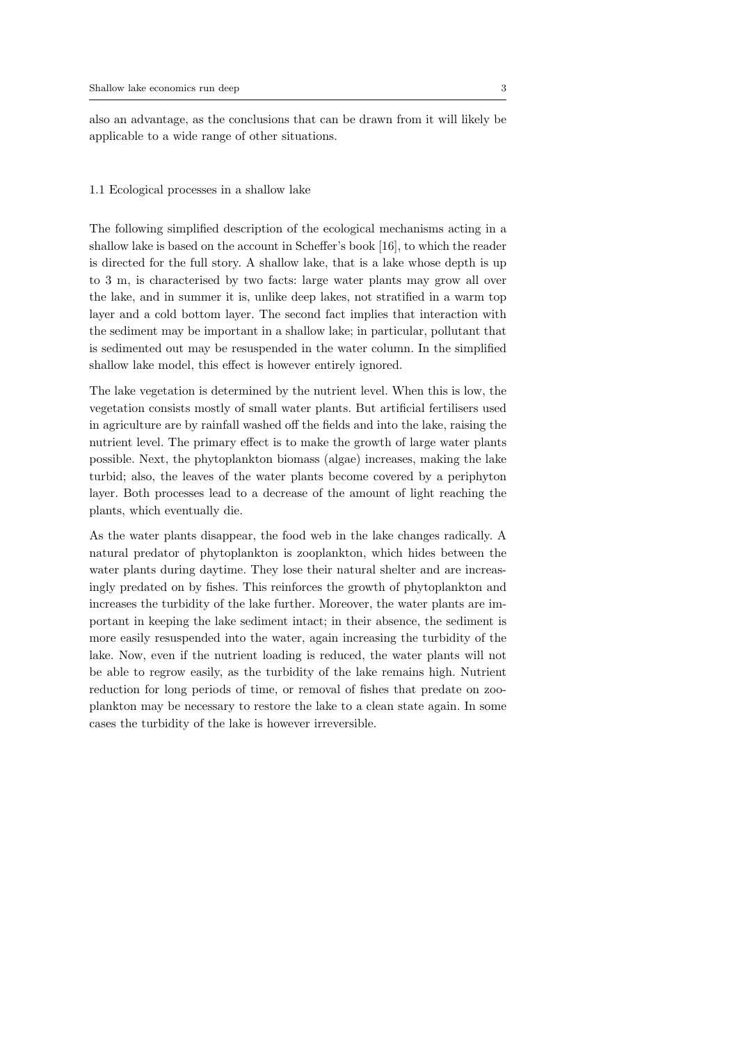also an advantage, as the conclusions that can be drawn from it will likely be applicable to a wide range of other situations.

### 1.1 Ecological processes in a shallow lake

The following simplified description of the ecological mechanisms acting in a shallow lake is based on the account in Scheffer's book [16], to which the reader is directed for the full story. A shallow lake, that is a lake whose depth is up to 3 m, is characterised by two facts: large water plants may grow all over the lake, and in summer it is, unlike deep lakes, not stratified in a warm top layer and a cold bottom layer. The second fact implies that interaction with the sediment may be important in a shallow lake; in particular, pollutant that is sedimented out may be resuspended in the water column. In the simplified shallow lake model, this effect is however entirely ignored.

The lake vegetation is determined by the nutrient level. When this is low, the vegetation consists mostly of small water plants. But artificial fertilisers used in agriculture are by rainfall washed off the fields and into the lake, raising the nutrient level. The primary effect is to make the growth of large water plants possible. Next, the phytoplankton biomass (algae) increases, making the lake turbid; also, the leaves of the water plants become covered by a periphyton layer. Both processes lead to a decrease of the amount of light reaching the plants, which eventually die.

As the water plants disappear, the food web in the lake changes radically. A natural predator of phytoplankton is zooplankton, which hides between the water plants during daytime. They lose their natural shelter and are increasingly predated on by fishes. This reinforces the growth of phytoplankton and increases the turbidity of the lake further. Moreover, the water plants are important in keeping the lake sediment intact; in their absence, the sediment is more easily resuspended into the water, again increasing the turbidity of the lake. Now, even if the nutrient loading is reduced, the water plants will not be able to regrow easily, as the turbidity of the lake remains high. Nutrient reduction for long periods of time, or removal of fishes that predate on zooplankton may be necessary to restore the lake to a clean state again. In some cases the turbidity of the lake is however irreversible.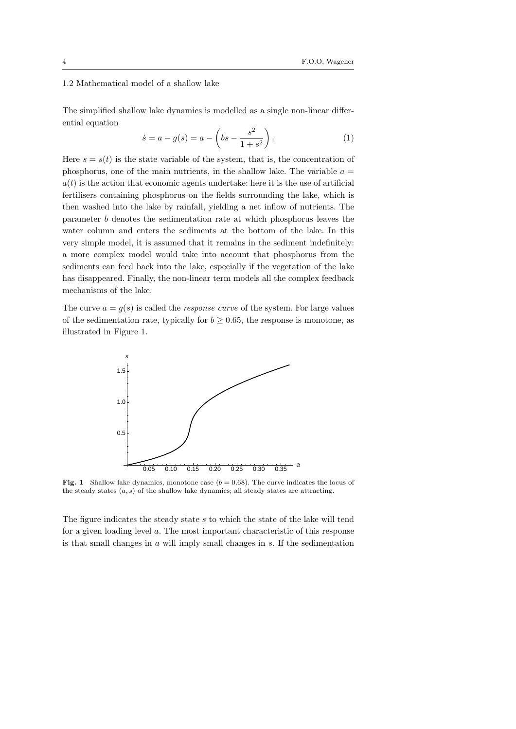### 1.2 Mathematical model of a shallow lake

The simplified shallow lake dynamics is modelled as a single non-linear differential equation

$$\dot{s} = a - g(s) = a - \left( bs - \frac{s^2}{1+s^2} \right). \tag{1}$$

Here $s = s(t)$ is the state variable of the system, that is, the concentration of phosphorus, one of the main nutrients, in the shallow lake. The variable $a = a(t)$ is the action that economic agents undertake: here it is the use of artificial fertilisers containing phosphorus on the fields surrounding the lake, which is then washed into the lake by rainfall, yielding a net inflow of nutrients. The parameter $b$ denotes the sedimentation rate at which phosphorus leaves the water column and enters the sediments at the bottom of the lake. In this very simple model, it is assumed that it remains in the sediment indefinitely: a more complex model would take into account that phosphorus from the sediments can feed back into the lake, especially if the vegetation of the lake has disappeared. Finally, the non-linear term models all the complex feedback mechanisms of the lake.

The curve $a = g(s)$ is called the *response curve* of the system. For large values of the sedimentation rate, typically for $b \geq 0.65$, the response is monotone, as illustrated in Figure 1.

**Fig. 1** Shallow lake dynamics, monotone case ($b = 0.68$). The curve indicates the locus of the steady states $(a, s)$ of the shallow lake dynamics; all steady states are attracting.

The figure indicates the steady state $s$ to which the state of the lake will tend for a given loading level $a$. The most important characteristic of this response is that small changes in $a$ will imply small changes in $s$. If the sedimentation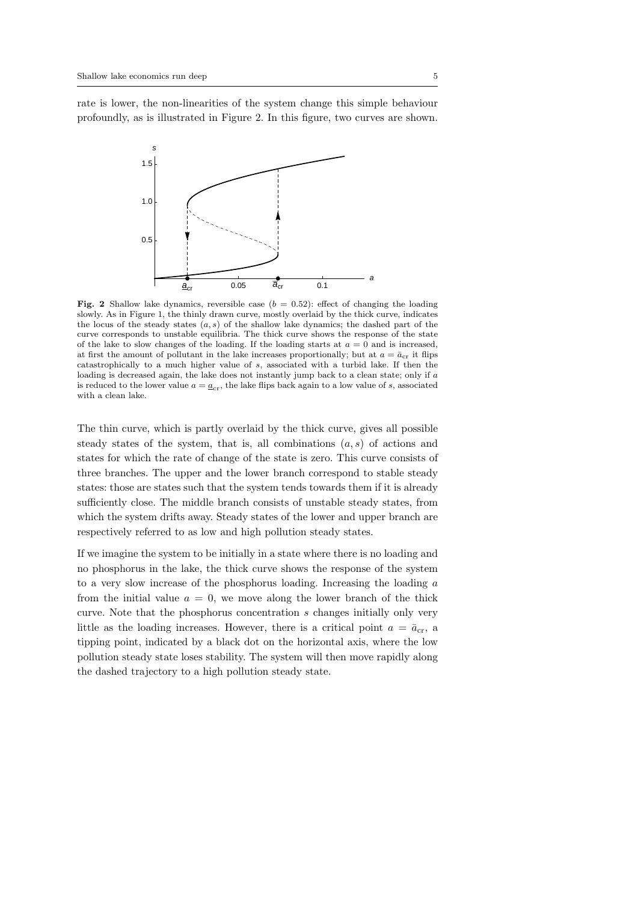rate is lower, the non-linearities of the system change this simple behaviour profoundly, as is illustrated in Figure 2. In this figure, two curves are shown.

**Fig. 2** Shallow lake dynamics, reversible case ($b = 0.52$): effect of changing the loading slowly. As in Figure 1, the thinly drawn curve, mostly overlaid by the thick curve, indicates the locus of the steady states $(a, s)$ of the shallow lake dynamics; the dashed part of the curve corresponds to unstable equilibria. The thick curve shows the response of the state of the lake to slow changes of the loading. If the loading starts at $a = 0$ and is increased, at first the amount of pollutant in the lake increases proportionally; but at $a = \bar{a}_{\text{cr}}$ it flips catastrophically to a much higher value of $s$, associated with a turbid lake. If then the loading is decreased again, the lake does not instantly jump back to a clean state; only if $a$ is reduced to the lower value $a = \underline{a}_{\text{cr}}$, the lake flips back again to a low value of $s$, associated with a clean lake.

The thin curve, which is partly overlaid by the thick curve, gives all possible steady states of the system, that is, all combinations $(a, s)$ of actions and states for which the rate of change of the state is zero. This curve consists of three branches. The upper and the lower branch correspond to stable steady states: those are states such that the system tends towards them if it is already sufficiently close. The middle branch consists of unstable steady states, from which the system drifts away. Steady states of the lower and upper branch are respectively referred to as low and high pollution steady states.

If we imagine the system to be initially in a state where there is no loading and no phosphorus in the lake, the thick curve shows the response of the system to a very slow increase of the phosphorus loading. Increasing the loading $a$ from the initial value $a = 0$, we move along the lower branch of the thick curve. Note that the phosphorus concentration $s$ changes initially only very little as the loading increases. However, there is a critical point $a = \bar{a}_{\text{cr}}$, a tipping point, indicated by a black dot on the horizontal axis, where the low pollution steady state loses stability. The system will then move rapidly along the dashed trajectory to a high pollution steady state.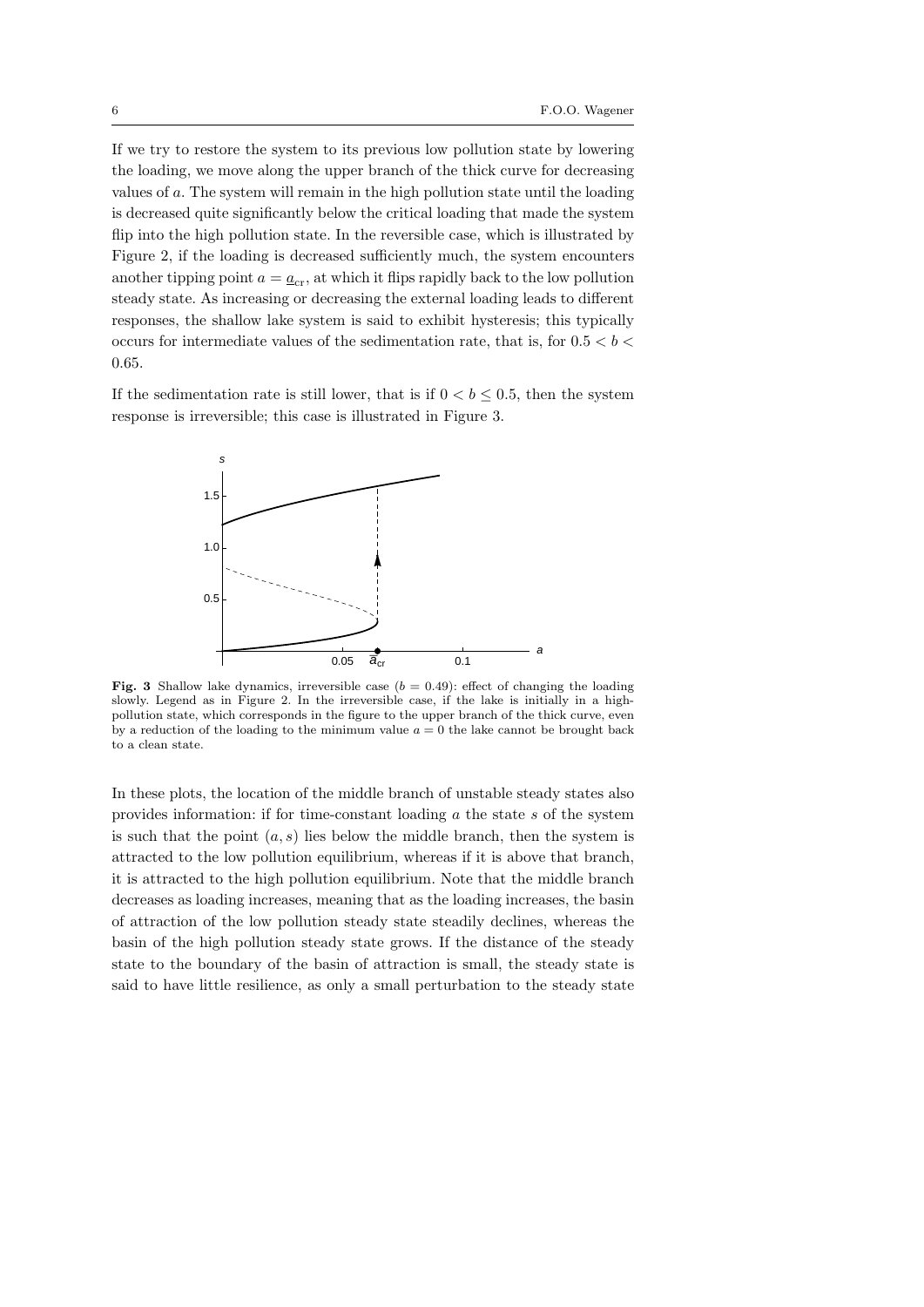If we try to restore the system to its previous low pollution state by lowering the loading, we move along the upper branch of the thick curve for decreasing values of $a$. The system will remain in the high pollution state until the loading is decreased quite significantly below the critical loading that made the system flip into the high pollution state. In the reversible case, which is illustrated by Figure 2, if the loading is decreased sufficiently much, the system encounters another tipping point $a = \underline{a}_{\rm cr}$, at which it flips rapidly back to the low pollution steady state. As increasing or decreasing the external loading leads to different responses, the shallow lake system is said to exhibit hysteresis; this typically occurs for intermediate values of the sedimentation rate, that is, for $0.5 < b < 0.65$.

If the sedimentation rate is still lower, that is if $0 < b \leq 0.5$, then the system response is irreversible; this case is illustrated in Figure 3.

**Fig. 3** Shallow lake dynamics, irreversible case ($b = 0.49$): effect of changing the loading slowly. Legend as in Figure 2. In the irreversible case, if the lake is initially in a high-pollution state, which corresponds in the figure to the upper branch of the thick curve, even by a reduction of the loading to the minimum value $a = 0$ the lake cannot be brought back to a clean state.

In these plots, the location of the middle branch of unstable steady states also provides information: if for time-constant loading $a$ the state $s$ of the system is such that the point $(a, s)$ lies below the middle branch, then the system is attracted to the low pollution equilibrium, whereas if it is above that branch, it is attracted to the high pollution equilibrium. Note that the middle branch decreases as loading increases, meaning that as the loading increases, the basin of attraction of the low pollution steady state steadily declines, whereas the basin of the high pollution steady state grows. If the distance of the steady state to the boundary of the basin of attraction is small, the steady state is said to have little resilience, as only a small perturbation to the steady state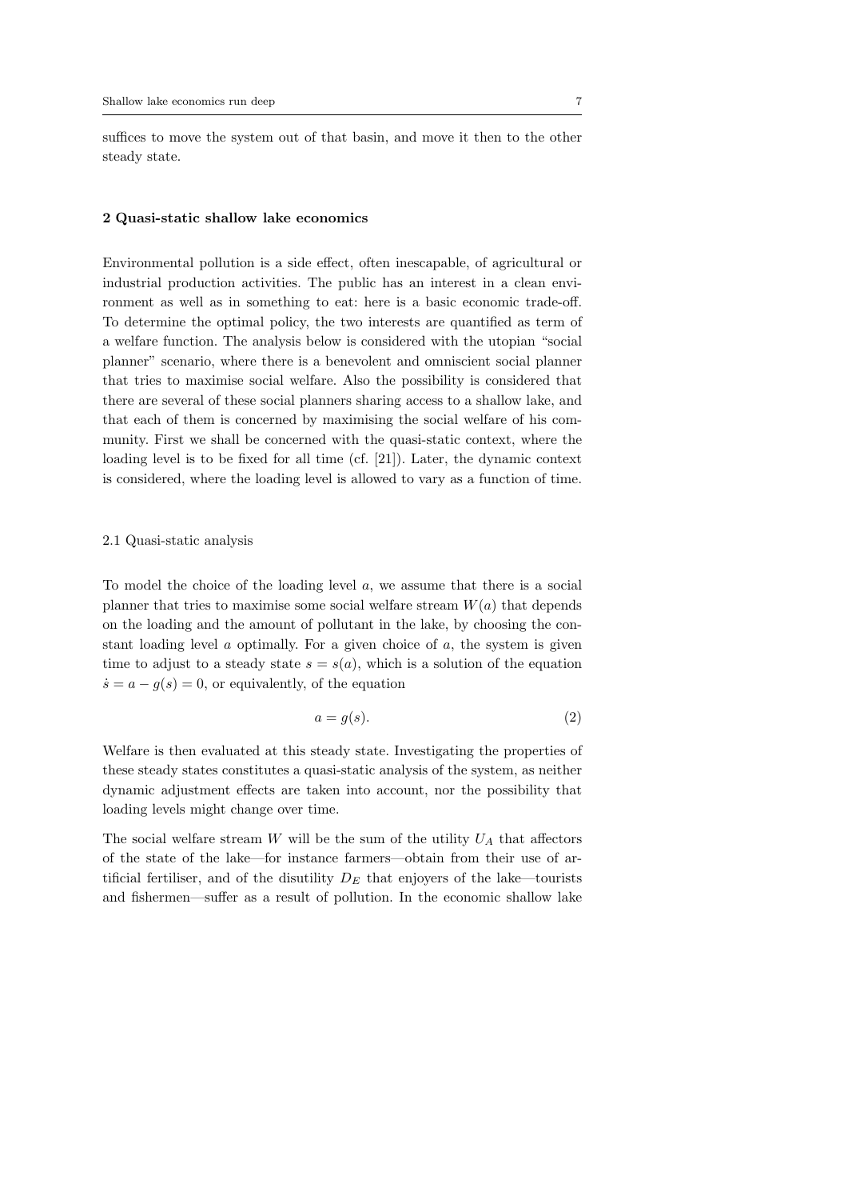suffices to move the system out of that basin, and move it then to the other steady state.

## 2 Quasi-static shallow lake economics

Environmental pollution is a side effect, often inescapable, of agricultural or industrial production activities. The public has an interest in a clean environment as well as in something to eat: here is a basic economic trade-off. To determine the optimal policy, the two interests are quantified as term of a welfare function. The analysis below is considered with the utopian "social planner" scenario, where there is a benevolent and omniscient social planner that tries to maximise social welfare. Also the possibility is considered that there are several of these social planners sharing access to a shallow lake, and that each of them is concerned by maximising the social welfare of his community. First we shall be concerned with the quasi-static context, where the loading level is to be fixed for all time (cf. [21]). Later, the dynamic context is considered, where the loading level is allowed to vary as a function of time.

### 2.1 Quasi-static analysis

To model the choice of the loading level $a$, we assume that there is a social planner that tries to maximise some social welfare stream $W(a)$ that depends on the loading and the amount of pollutant in the lake, by choosing the constant loading level $a$ optimally. For a given choice of $a$, the system is given time to adjust to a steady state $s = s(a)$, which is a solution of the equation $\dot{s} = a - g(s) = 0$, or equivalently, of the equation

$$a = g(s). \tag{2}$$

Welfare is then evaluated at this steady state. Investigating the properties of these steady states constitutes a quasi-static analysis of the system, as neither dynamic adjustment effects are taken into account, nor the possibility that loading levels might change over time.

The social welfare stream $W$ will be the sum of the utility $U_A$ that affectors of the state of the lake—for instance farmers—obtain from their use of artificial fertiliser, and of the disutility $D_E$ that enjoyers of the lake—tourists and fishermen—suffer as a result of pollution. In the economic shallow lake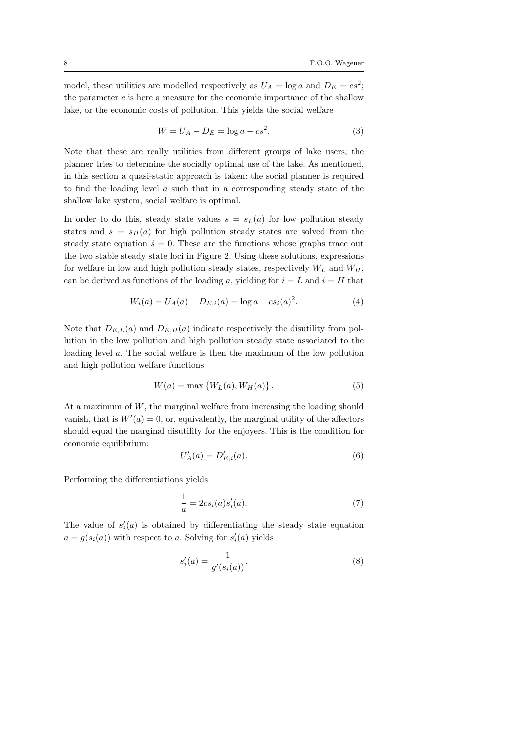model, these utilities are modelled respectively as $U_A = \log a$ and $D_E = cs^2$; the parameter $c$ is here a measure for the economic importance of the shallow lake, or the economic costs of pollution. This yields the social welfare

$$W = U_A - D_E = \log a - cs^2. \tag{3}$$

Note that these are really utilities from different groups of lake users; the planner tries to determine the socially optimal use of the lake. As mentioned, in this section a quasi-static approach is taken: the social planner is required to find the loading level $a$ such that in a corresponding steady state of the shallow lake system, social welfare is optimal.

In order to do this, steady state values $s = s_L(a)$ for low pollution steady states and $s = s_H(a)$ for high pollution steady states are solved from the steady state equation $\dot{s} = 0$. These are the functions whose graphs trace out the two stable steady state loci in Figure 2. Using these solutions, expressions for welfare in low and high pollution steady states, respectively $W_L$ and $W_H$, can be derived as functions of the loading $a$, yielding for $i = L$ and $i = H$ that

$$W_i(a) = U_A(a) - D_{E,i}(a) = \log a - cs_i(a)^2. \tag{4}$$

Note that $D_{E,L}(a)$ and $D_{E,H}(a)$ indicate respectively the disutility from pollution in the low pollution and high pollution steady state associated to the loading level $a$. The social welfare is then the maximum of the low pollution and high pollution welfare functions

$$W(a) = \max \{W_L(a), W_H(a)\}. \tag{5}$$

At a maximum of $W$, the marginal welfare from increasing the loading should vanish, that is $W'(a) = 0$, or, equivalently, the marginal utility of the affectors should equal the marginal disutility for the enjoyers. This is the condition for economic equilibrium:

$$U_A'(a) = D_{E,i}'(a). \tag{6}$$

Performing the differentiations yields

$$\frac{1}{a} = 2cs_i(a)s_i'(a). \tag{7}$$

The value of $s_i'(a)$ is obtained by differentiating the steady state equation $a = g(s_i(a))$ with respect to $a$. Solving for $s_i'(a)$ yields

$$s_i'(a) = \frac{1}{g'(s_i(a))}. \tag{8}$$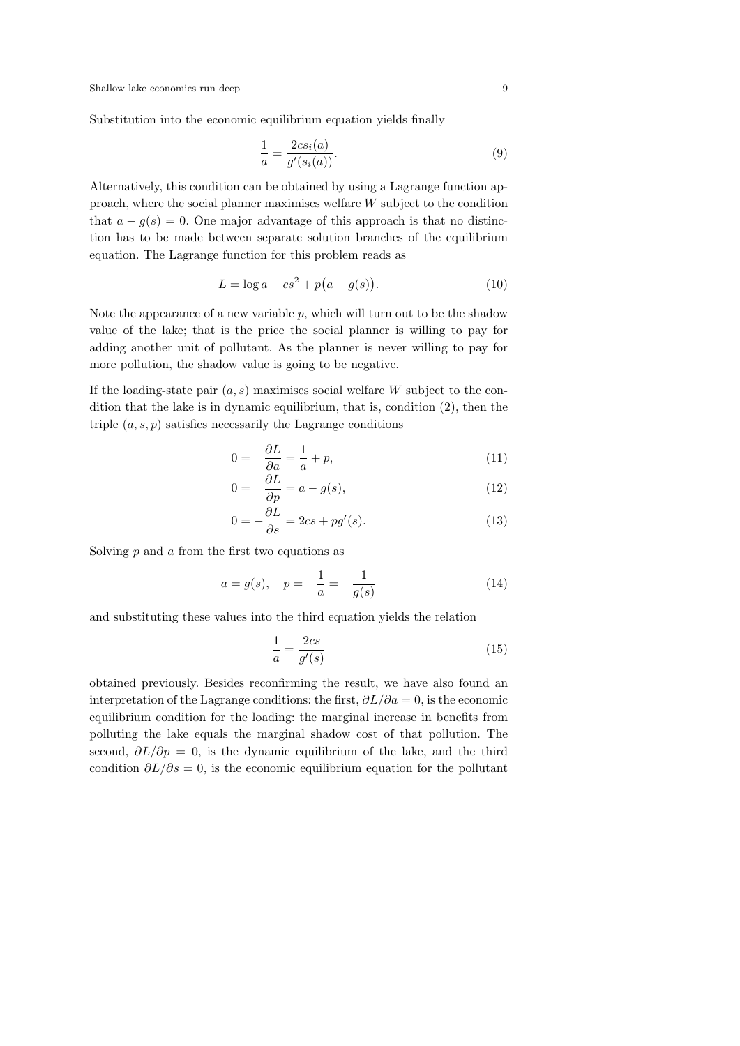Substitution into the economic equilibrium equation yields finally

$$\frac{1}{a} = \frac{2cs_i(a)}{g'(s_i(a))}. \tag{9}$$

Alternatively, this condition can be obtained by using a Lagrange function approach, where the social planner maximises welfare $W$ subject to the condition that $a - g(s) = 0$. One major advantage of this approach is that no distinction has to be made between separate solution branches of the equilibrium equation. The Lagrange function for this problem reads as

$$L = \log a - cs^2 + p\big(a - g(s)\big). \tag{10}$$

Note the appearance of a new variable $p$, which will turn out to be the shadow value of the lake; that is the price the social planner is willing to pay for adding another unit of pollutant. As the planner is never willing to pay for more pollution, the shadow value is going to be negative.

If the loading-state pair $(a, s)$ maximises social welfare $W$ subject to the condition that the lake is in dynamic equilibrium, that is, condition (2), then the triple $(a, s, p)$ satisfies necessarily the Lagrange conditions

$$0 = \quad \frac{\partial L}{\partial a} = \frac{1}{a} + p, \tag{11}$$

$$0 = \quad \frac{\partial L}{\partial p} = a - g(s), \tag{12}$$

$$0 = -\frac{\partial L}{\partial s} = 2cs + pg'(s). \tag{13}$$

Solving $p$ and $a$ from the first two equations as

$$a = g(s), \quad p = -\frac{1}{a} = -\frac{1}{g(s)} \tag{14}$$

and substituting these values into the third equation yields the relation

$$\frac{1}{a} = \frac{2cs}{g'(s)} \tag{15}$$

obtained previously. Besides reconfirming the result, we have also found an interpretation of the Lagrange conditions: the first, $\partial L/\partial a = 0$, is the economic equilibrium condition for the loading: the marginal increase in benefits from polluting the lake equals the marginal shadow cost of that pollution. The second, $\partial L/\partial p = 0$, is the dynamic equilibrium of the lake, and the third condition $\partial L/\partial s = 0$, is the economic equilibrium equation for the pollutant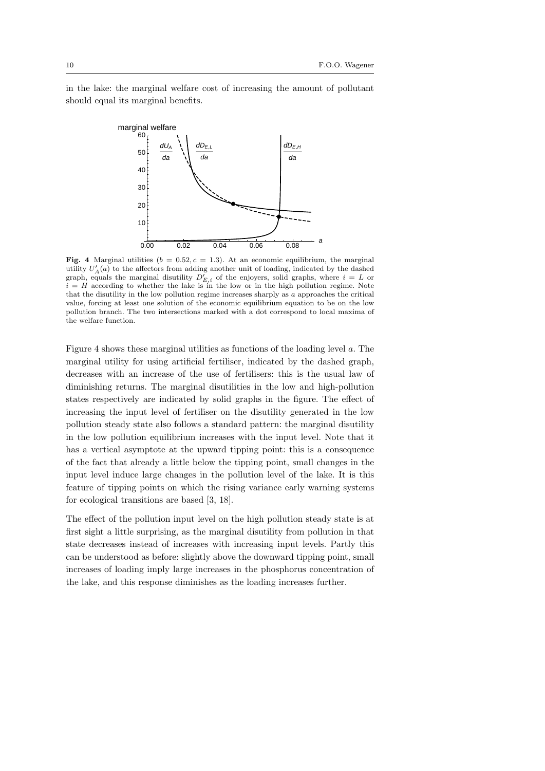in the lake: the marginal welfare cost of increasing the amount of pollutant should equal its marginal benefits.

**Fig. 4** Marginal utilities ($b = 0.52, c = 1.3$). At an economic equilibrium, the marginal utility $U_A'(a)$ to the affectors from adding another unit of loading, indicated by the dashed graph, equals the marginal disutility $D_{E,i}'$ of the enjoyers, solid graphs, where $i = L$ or $i = H$ according to whether the lake is in the low or in the high pollution regime. Note that the disutility in the low pollution regime increases sharply as $a$ approaches the critical value, forcing at least one solution of the economic equilibrium equation to be on the low pollution branch. The two intersections marked with a dot correspond to local maxima of the welfare function.

Figure 4 shows these marginal utilities as functions of the loading level $a$. The marginal utility for using artificial fertiliser, indicated by the dashed graph, decreases with an increase of the use of fertilisers: this is the usual law of diminishing returns. The marginal disutilities in the low and high-pollution states respectively are indicated by solid graphs in the figure. The effect of increasing the input level of fertiliser on the disutility generated in the low pollution steady state also follows a standard pattern: the marginal disutility in the low pollution equilibrium increases with the input level. Note that it has a vertical asymptote at the upward tipping point: this is a consequence of the fact that already a little below the tipping point, small changes in the input level induce large changes in the pollution level of the lake. It is this feature of tipping points on which the rising variance early warning systems for ecological transitions are based [3, 18].

The effect of the pollution input level on the high pollution steady state is at first sight a little surprising, as the marginal disutility from pollution in that state decreases instead of increases with increasing input levels. Partly this can be understood as before: slightly above the downward tipping point, small increases of loading imply large increases in the phosphorus concentration of the lake, and this response diminishes as the loading increases further.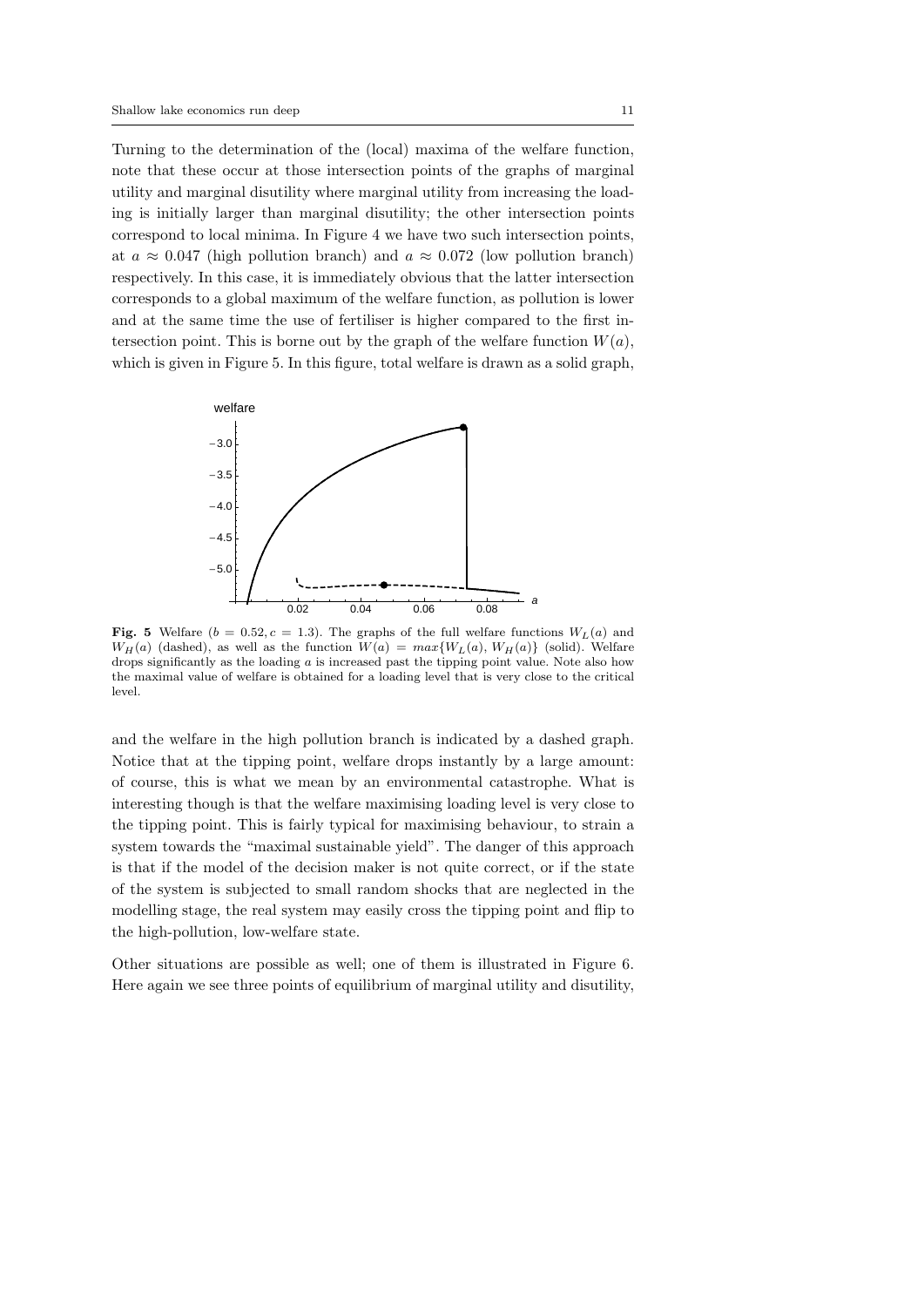Turning to the determination of the (local) maxima of the welfare function, note that these occur at those intersection points of the graphs of marginal utility and marginal disutility where marginal utility from increasing the loading is initially larger than marginal disutility; the other intersection points correspond to local minima. In Figure 4 we have two such intersection points, at $a \approx 0.047$ (high pollution branch) and $a \approx 0.072$ (low pollution branch) respectively. In this case, it is immediately obvious that the latter intersection corresponds to a global maximum of the welfare function, as pollution is lower and at the same time the use of fertiliser is higher compared to the first intersection point. This is borne out by the graph of the welfare function $W(a)$, which is given in Figure 5. In this figure, total welfare is drawn as a solid graph,

**Fig. 5** Welfare ($b = 0.52, c = 1.3$). The graphs of the full welfare functions $W_L(a)$ and $W_H(a)$ (dashed), as well as the function $W(a) = max\{W_L(a), W_H(a)\}$ (solid). Welfare drops significantly as the loading $a$ is increased past the tipping point value. Note also how the maximal value of welfare is obtained for a loading level that is very close to the critical level.

and the welfare in the high pollution branch is indicated by a dashed graph. Notice that at the tipping point, welfare drops instantly by a large amount: of course, this is what we mean by an environmental catastrophe. What is interesting though is that the welfare maximising loading level is very close to the tipping point. This is fairly typical for maximising behaviour, to strain a system towards the "maximal sustainable yield". The danger of this approach is that if the model of the decision maker is not quite correct, or if the state of the system is subjected to small random shocks that are neglected in the modelling stage, the real system may easily cross the tipping point and flip to the high-pollution, low-welfare state.

Other situations are possible as well; one of them is illustrated in Figure 6. Here again we see three points of equilibrium of marginal utility and disutility,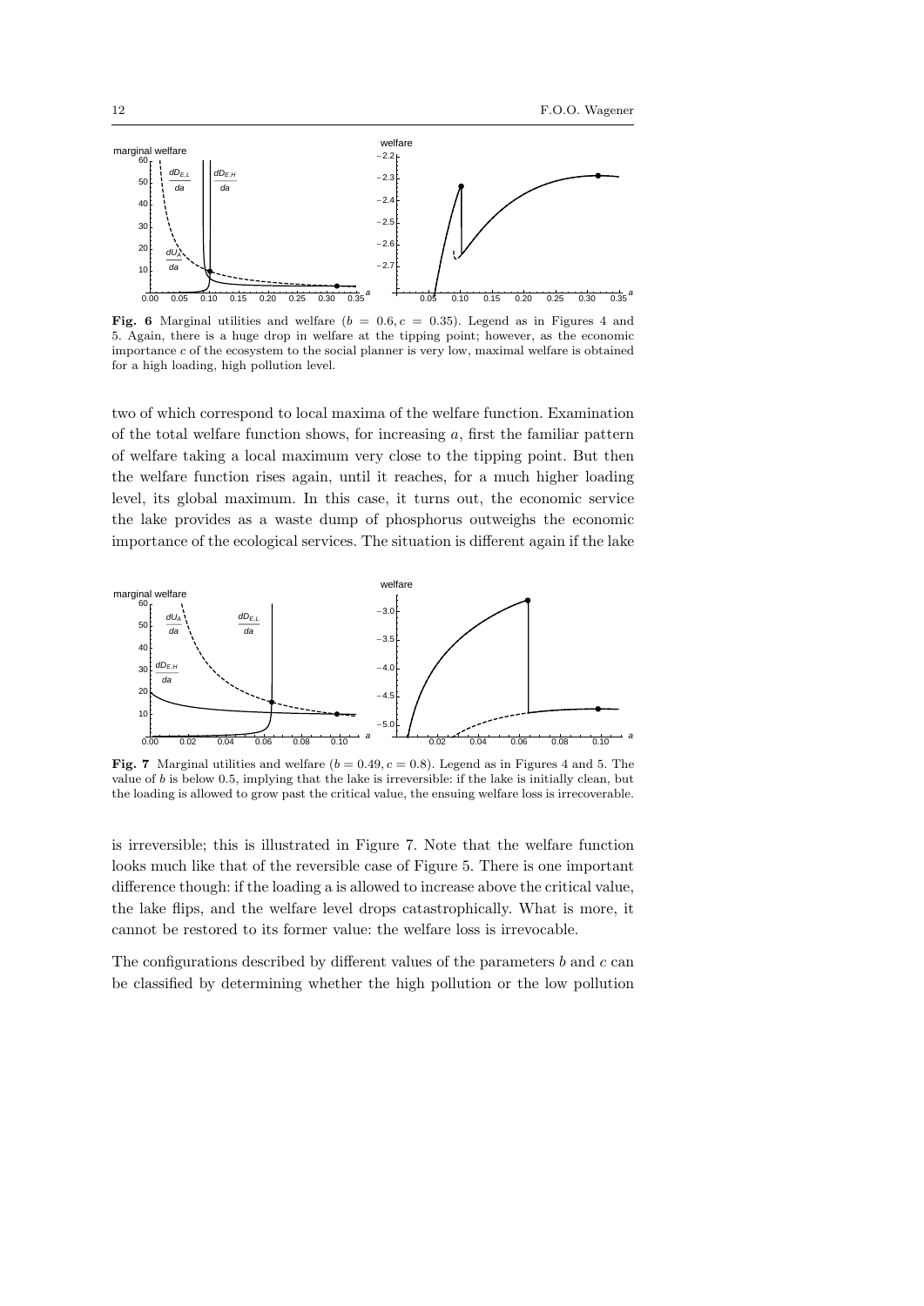**Fig. 6** Marginal utilities and welfare ($b = 0.6, c = 0.35$). Legend as in Figures 4 and 5. Again, there is a huge drop in welfare at the tipping point; however, as the economic importance $c$ of the ecosystem to the social planner is very low, maximal welfare is obtained for a high loading, high pollution level.

two of which correspond to local maxima of the welfare function. Examination of the total welfare function shows, for increasing $a$, first the familiar pattern of welfare taking a local maximum very close to the tipping point. But then the welfare function rises again, until it reaches, for a much higher loading level, its global maximum. In this case, it turns out, the economic service the lake provides as a waste dump of phosphorus outweighs the economic importance of the ecological services. The situation is different again if the lake

**Fig. 7** Marginal utilities and welfare ($b = 0.49, c = 0.8$). Legend as in Figures 4 and 5. The value of $b$ is below 0.5, implying that the lake is irreversible: if the lake is initially clean, but the loading is allowed to grow past the critical value, the ensuing welfare loss is irrecoverable.

is irreversible; this is illustrated in Figure 7. Note that the welfare function looks much like that of the reversible case of Figure 5. There is one important difference though: if the loading a is allowed to increase above the critical value, the lake flips, and the welfare level drops catastrophically. What is more, it cannot be restored to its former value: the welfare loss is irrevocable.

The configurations described by different values of the parameters $b$ and $c$ can be classified by determining whether the high pollution or the low pollution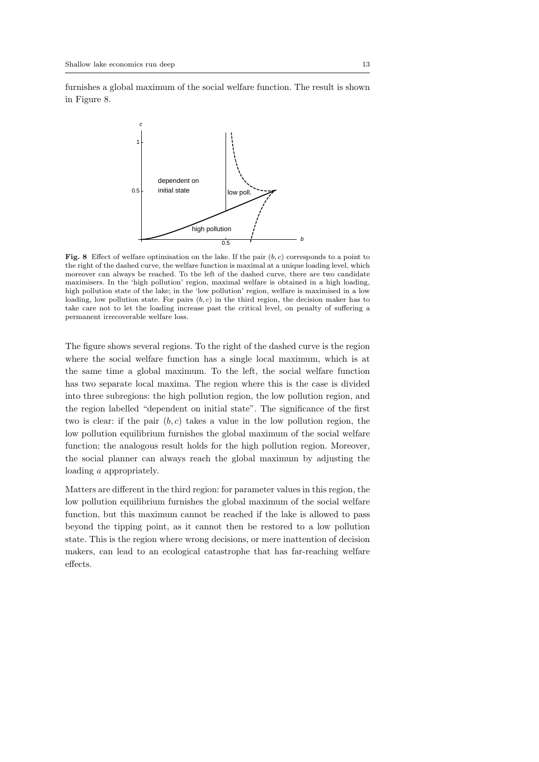furnishes a global maximum of the social welfare function. The result is shown in Figure 8.

**Fig. 8** Effect of welfare optimisation on the lake. If the pair $(b, c)$ corresponds to a point to the right of the dashed curve, the welfare function is maximal at a unique loading level, which moreover can always be reached. To the left of the dashed curve, there are two candidate maximisers. In the 'high pollution' region, maximal welfare is obtained in a high loading, high pollution state of the lake; in the 'low pollution' region, welfare is maximised in a low loading, low pollution state. For pairs $(b, c)$ in the third region, the decision maker has to take care not to let the loading increase past the critical level, on penalty of suffering a permanent irrecoverable welfare loss.

The figure shows several regions. To the right of the dashed curve is the region where the social welfare function has a single local maximum, which is at the same time a global maximum. To the left, the social welfare function has two separate local maxima. The region where this is the case is divided into three subregions: the high pollution region, the low pollution region, and the region labelled "dependent on initial state". The significance of the first two is clear: if the pair $(b, c)$ takes a value in the low pollution region, the low pollution equilibrium furnishes the global maximum of the social welfare function; the analogous result holds for the high pollution region. Moreover, the social planner can always reach the global maximum by adjusting the loading $a$ appropriately.

Matters are different in the third region: for parameter values in this region, the low pollution equilibrium furnishes the global maximum of the social welfare function, but this maximum cannot be reached if the lake is allowed to pass beyond the tipping point, as it cannot then be restored to a low pollution state. This is the region where wrong decisions, or mere inattention of decision makers, can lead to an ecological catastrophe that has far-reaching welfare effects.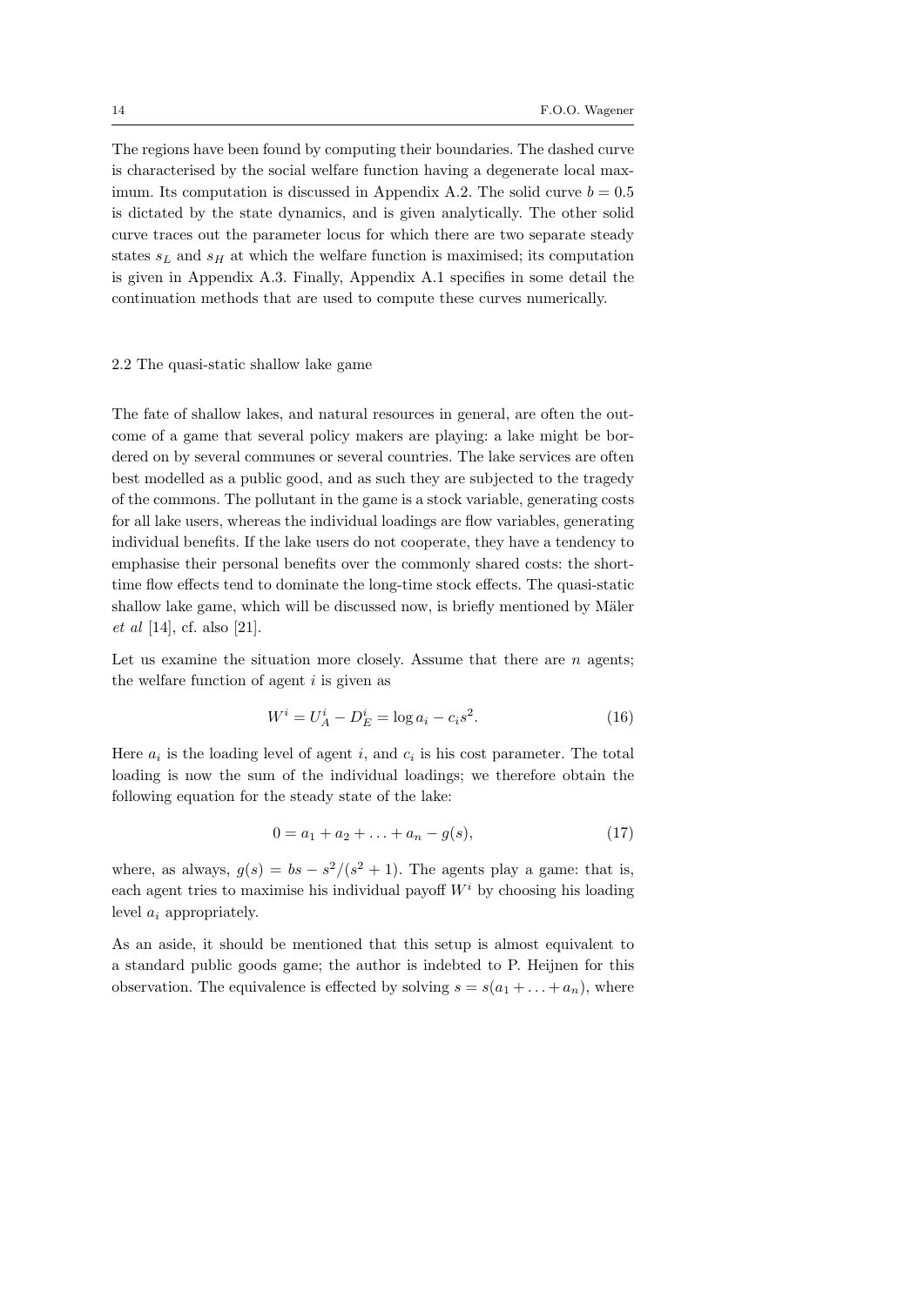The regions have been found by computing their boundaries. The dashed curve is characterised by the social welfare function having a degenerate local maximum. Its computation is discussed in Appendix A.2. The solid curve $b = 0.5$ is dictated by the state dynamics, and is given analytically. The other solid curve traces out the parameter locus for which there are two separate steady states $s_L$ and $s_H$ at which the welfare function is maximised; its computation is given in Appendix A.3. Finally, Appendix A.1 specifies in some detail the continuation methods that are used to compute these curves numerically.

### 2.2 The quasi-static shallow lake game

The fate of shallow lakes, and natural resources in general, are often the outcome of a game that several policy makers are playing: a lake might be bordered on by several communes or several countries. The lake services are often best modelled as a public good, and as such they are subjected to the tragedy of the commons. The pollutant in the game is a stock variable, generating costs for all lake users, whereas the individual loadings are flow variables, generating individual benefits. If the lake users do not cooperate, they have a tendency to emphasise their personal benefits over the commonly shared costs: the short-time flow effects tend to dominate the long-time stock effects. The quasi-static shallow lake game, which will be discussed now, is briefly mentioned by Mäler *et al* [14], cf. also [21].

Let us examine the situation more closely. Assume that there are $n$ agents; the welfare function of agent $i$ is given as

$$W^i = U_A^i - D_E^i = \log a_i - c_i s^2. \tag{16}$$

Here $a_i$ is the loading level of agent $i$, and $c_i$ is his cost parameter. The total loading is now the sum of the individual loadings; we therefore obtain the following equation for the steady state of the lake:

$$0 = a_1 + a_2 + \ldots + a_n - g(s), \tag{17}$$

where, as always, $g(s) = bs - s^2/(s^2 + 1)$. The agents play a game: that is, each agent tries to maximise his individual payoff $W^i$ by choosing his loading level $a_i$ appropriately.

As an aside, it should be mentioned that this setup is almost equivalent to a standard public goods game; the author is indebted to P. Heijnen for this observation. The equivalence is effected by solving $s = s(a_1 + \ldots + a_n)$, where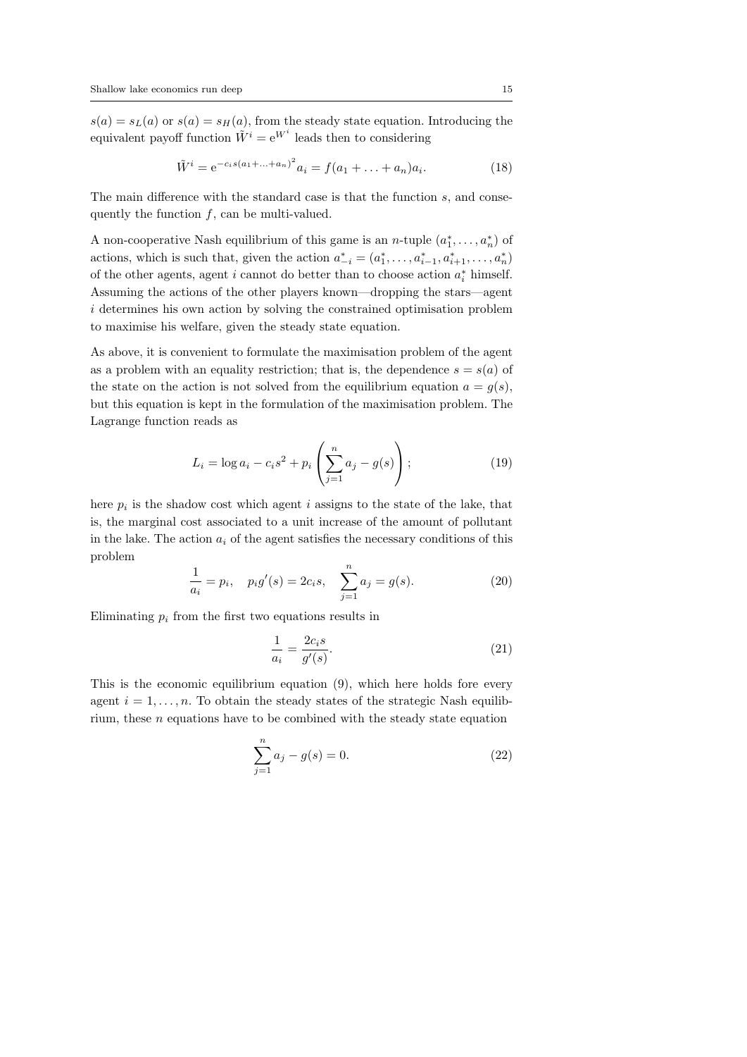$s(a) = s_L(a)$ or $s(a) = s_H(a)$, from the steady state equation. Introducing the equivalent payoff function $\tilde{W}^i = \mathrm{e}^{W^i}$ leads then to considering

$$\tilde{W}^i = \mathrm{e}^{-c_i s(a_1+\ldots+a_n)^2} a_i = f(a_1 + \ldots + a_n) a_i. \tag{18}$$

The main difference with the standard case is that the function $s$, and consequently the function $f$, can be multi-valued.

A non-cooperative Nash equilibrium of this game is an $n$-tuple $(a_1^*, \ldots, a_n^*)$ of actions, which is such that, given the action $a_{-i}^* = (a_1^*, \ldots, a_{i-1}^*, a_{i+1}^*, \ldots, a_n^*)$ of the other agents, agent $i$ cannot do better than to choose action $a_i^*$ himself. Assuming the actions of the other players known—dropping the stars—agent $i$ determines his own action by solving the constrained optimisation problem to maximise his welfare, given the steady state equation.

As above, it is convenient to formulate the maximisation problem of the agent as a problem with an equality restriction; that is, the dependence $s = s(a)$ of the state on the action is not solved from the equilibrium equation $a = g(s)$, but this equation is kept in the formulation of the maximisation problem. The Lagrange function reads as

$$L_i = \log a_i - c_i s^2 + p_i \left( \sum_{j=1}^{n} a_j - g(s) \right); \tag{19}$$

here $p_i$ is the shadow cost which agent $i$ assigns to the state of the lake, that is, the marginal cost associated to a unit increase of the amount of pollutant in the lake. The action $a_i$ of the agent satisfies the necessary conditions of this problem

$$\frac{1}{a_i} = p_i, \quad p_i g'(s) = 2c_i s, \quad \sum_{j=1}^{n} a_j = g(s). \tag{20}$$

Eliminating $p_i$ from the first two equations results in

$$\frac{1}{a_i} = \frac{2c_i s}{g'(s)}. \tag{21}$$

This is the economic equilibrium equation (9), which here holds fore every agent $i = 1, \ldots, n$. To obtain the steady states of the strategic Nash equilibrium, these $n$ equations have to be combined with the steady state equation

$$\sum_{j=1}^{n} a_j - g(s) = 0. \tag{22}$$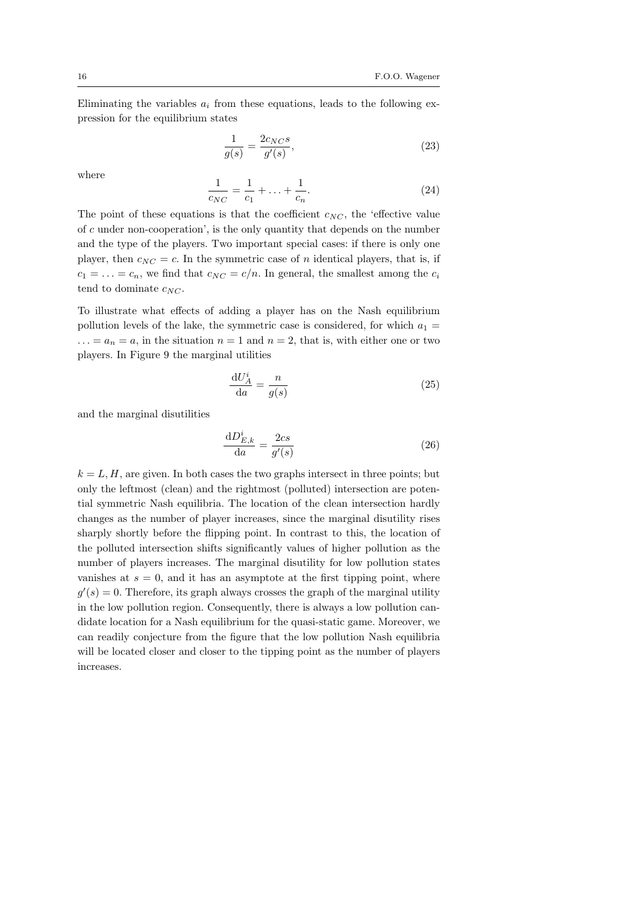Eliminating the variables $a_i$ from these equations, leads to the following expression for the equilibrium states

$$\frac{1}{g(s)} = \frac{2c_{NC}s}{g'(s)}, \tag{23}$$

where

$$\frac{1}{c_{NC}} = \frac{1}{c_1} + \ldots + \frac{1}{c_n}. \tag{24}$$

The point of these equations is that the coefficient $c_{NC}$, the 'effective value of $c$ under non-cooperation', is the only quantity that depends on the number and the type of the players. Two important special cases: if there is only one player, then $c_{NC} = c$. In the symmetric case of $n$ identical players, that is, if $c_1 = \ldots = c_n$, we find that $c_{NC} = c/n$. In general, the smallest among the $c_i$ tend to dominate $c_{NC}$.

To illustrate what effects of adding a player has on the Nash equilibrium pollution levels of the lake, the symmetric case is considered, for which $a_1 = \ldots = a_n = a$, in the situation $n = 1$ and $n = 2$, that is, with either one or two players. In Figure 9 the marginal utilities

$$\frac{\mathrm{d}U_A^i}{\mathrm{d}a} = \frac{n}{g(s)} \tag{25}$$

and the marginal disutilities

$$\frac{\mathrm{d}D_{E,k}^i}{\mathrm{d}a} = \frac{2cs}{g'(s)} \tag{26}$$

$k = L, H$, are given. In both cases the two graphs intersect in three points; but only the leftmost (clean) and the rightmost (polluted) intersection are potential symmetric Nash equilibria. The location of the clean intersection hardly changes as the number of player increases, since the marginal disutility rises sharply shortly before the flipping point. In contrast to this, the location of the polluted intersection shifts significantly values of higher pollution as the number of players increases. The marginal disutility for low pollution states vanishes at $s = 0$, and it has an asymptote at the first tipping point, where $g'(s) = 0$. Therefore, its graph always crosses the graph of the marginal utility in the low pollution region. Consequently, there is always a low pollution candidate location for a Nash equilibrium for the quasi-static game. Moreover, we can readily conjecture from the figure that the low pollution Nash equilibria will be located closer and closer to the tipping point as the number of players increases.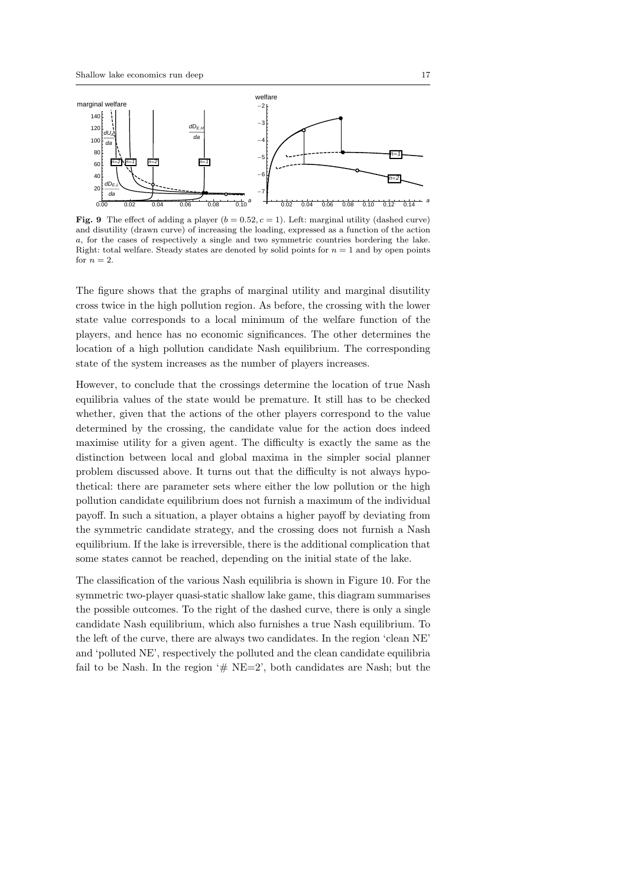**Fig. 9** The effect of adding a player ($b = 0.52, c = 1$). Left: marginal utility (dashed curve) and disutility (drawn curve) of increasing the loading, expressed as a function of the action $a$, for the cases of respectively a single and two symmetric countries bordering the lake. Right: total welfare. Steady states are denoted by solid points for $n = 1$ and by open points for $n = 2$.

The figure shows that the graphs of marginal utility and marginal disutility cross twice in the high pollution region. As before, the crossing with the lower state value corresponds to a local minimum of the welfare function of the players, and hence has no economic significances. The other determines the location of a high pollution candidate Nash equilibrium. The corresponding state of the system increases as the number of players increases.

However, to conclude that the crossings determine the location of true Nash equilibria values of the state would be premature. It still has to be checked whether, given that the actions of the other players correspond to the value determined by the crossing, the candidate value for the action does indeed maximise utility for a given agent. The difficulty is exactly the same as the distinction between local and global maxima in the simpler social planner problem discussed above. It turns out that the difficulty is not always hypothetical: there are parameter sets where either the low pollution or the high pollution candidate equilibrium does not furnish a maximum of the individual payoff. In such a situation, a player obtains a higher payoff by deviating from the symmetric candidate strategy, and the crossing does not furnish a Nash equilibrium. If the lake is irreversible, there is the additional complication that some states cannot be reached, depending on the initial state of the lake.

The classification of the various Nash equilibria is shown in Figure 10. For the symmetric two-player quasi-static shallow lake game, this diagram summarises the possible outcomes. To the right of the dashed curve, there is only a single candidate Nash equilibrium, which also furnishes a true Nash equilibrium. To the left of the curve, there are always two candidates. In the region 'clean NE' and 'polluted NE', respectively the polluted and the clean candidate equilibria fail to be Nash. In the region '# NE=2', both candidates are Nash; but the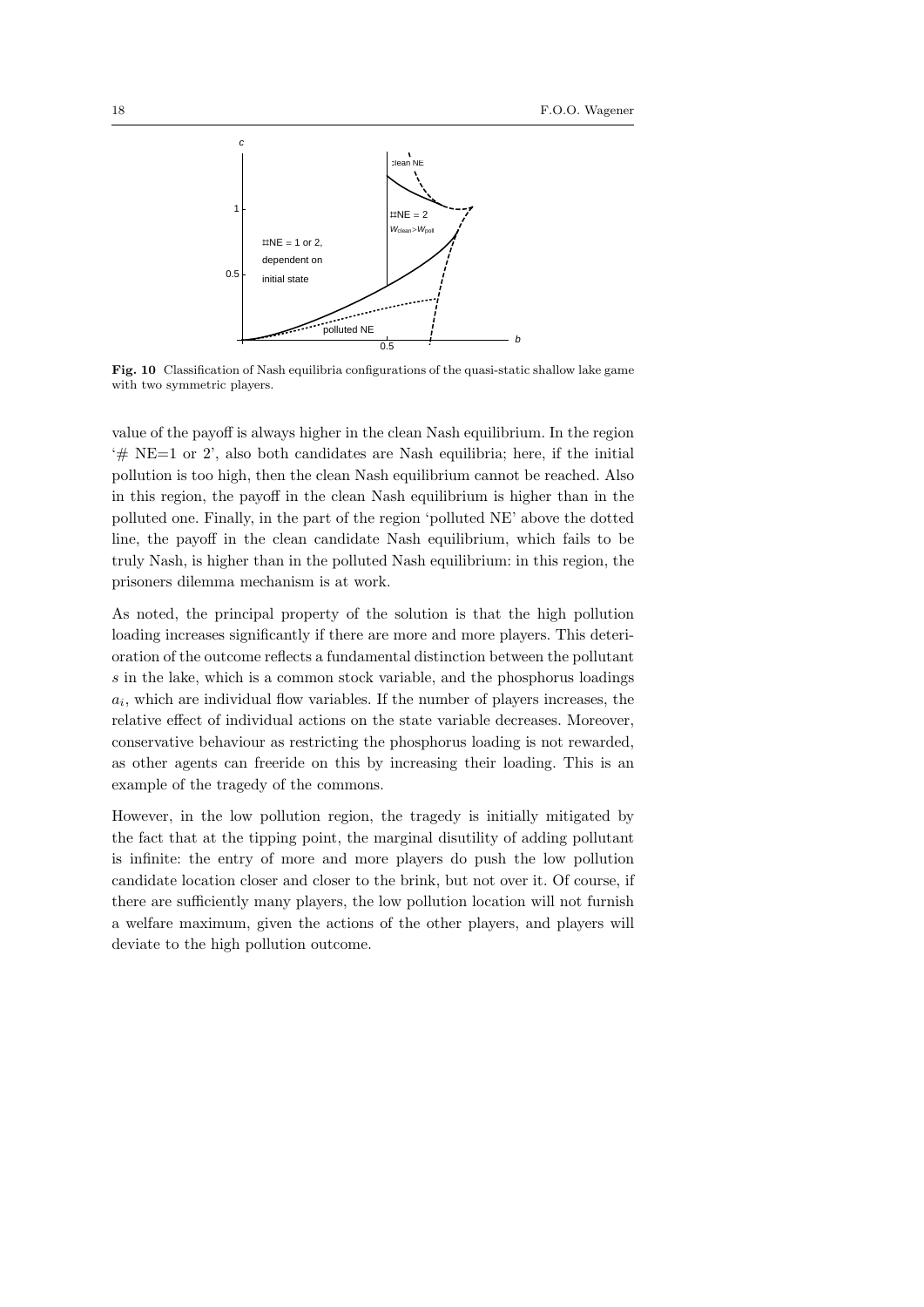**Fig. 10** Classification of Nash equilibria configurations of the quasi-static shallow lake game with two symmetric players.

value of the payoff is always higher in the clean Nash equilibrium. In the region '# NE=1 or 2', also both candidates are Nash equilibria; here, if the initial pollution is too high, then the clean Nash equilibrium cannot be reached. Also in this region, the payoff in the clean Nash equilibrium is higher than in the polluted one. Finally, in the part of the region 'polluted NE' above the dotted line, the payoff in the clean candidate Nash equilibrium, which fails to be truly Nash, is higher than in the polluted Nash equilibrium: in this region, the prisoners dilemma mechanism is at work.

As noted, the principal property of the solution is that the high pollution loading increases significantly if there are more and more players. This deterioration of the outcome reflects a fundamental distinction between the pollutant $s$ in the lake, which is a common stock variable, and the phosphorus loadings $a_i$, which are individual flow variables. If the number of players increases, the relative effect of individual actions on the state variable decreases. Moreover, conservative behaviour as restricting the phosphorus loading is not rewarded, as other agents can freeride on this by increasing their loading. This is an example of the tragedy of the commons.

However, in the low pollution region, the tragedy is initially mitigated by the fact that at the tipping point, the marginal disutility of adding pollutant is infinite: the entry of more and more players do push the low pollution candidate location closer and closer to the brink, but not over it. Of course, if there are sufficiently many players, the low pollution location will not furnish a welfare maximum, given the actions of the other players, and players will deviate to the high pollution outcome.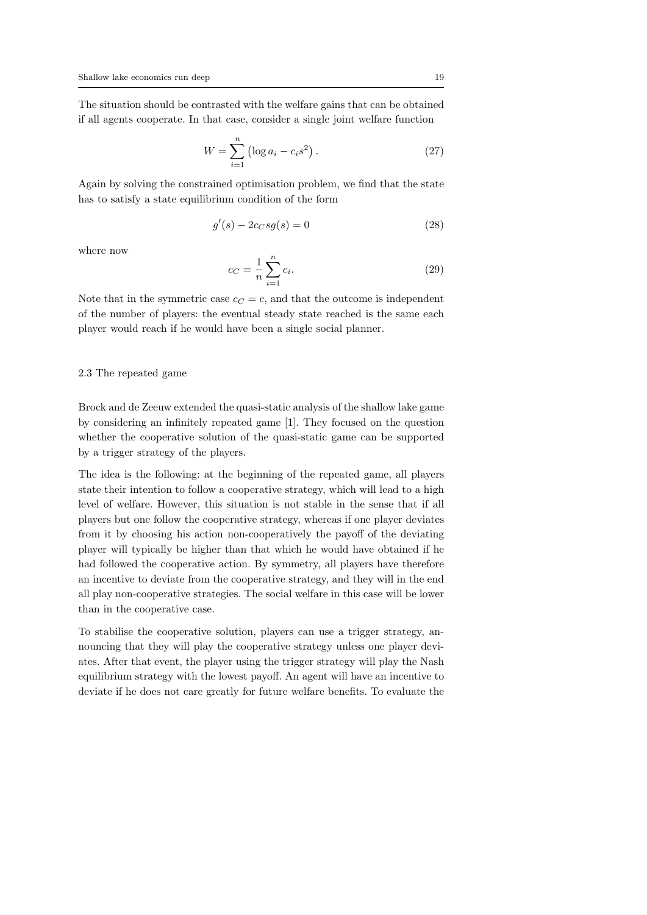The situation should be contrasted with the welfare gains that can be obtained if all agents cooperate. In that case, consider a single joint welfare function

$$W = \sum_{i=1}^{n} \left(\log a_i - c_i s^2\right). \tag{27}$$

Again by solving the constrained optimisation problem, we find that the state has to satisfy a state equilibrium condition of the form

$$g'(s) - 2c_C s g(s) = 0 \tag{28}$$

where now

$$c_C = \frac{1}{n} \sum_{i=1}^{n} c_i. \tag{29}$$

Note that in the symmetric case $c_C = c$, and that the outcome is independent of the number of players: the eventual steady state reached is the same each player would reach if he would have been a single social planner.

### 2.3 The repeated game

Brock and de Zeeuw extended the quasi-static analysis of the shallow lake game by considering an infinitely repeated game [1]. They focused on the question whether the cooperative solution of the quasi-static game can be supported by a trigger strategy of the players.

The idea is the following: at the beginning of the repeated game, all players state their intention to follow a cooperative strategy, which will lead to a high level of welfare. However, this situation is not stable in the sense that if all players but one follow the cooperative strategy, whereas if one player deviates from it by choosing his action non-cooperatively the payoff of the deviating player will typically be higher than that which he would have obtained if he had followed the cooperative action. By symmetry, all players have therefore an incentive to deviate from the cooperative strategy, and they will in the end all play non-cooperative strategies. The social welfare in this case will be lower than in the cooperative case.

To stabilise the cooperative solution, players can use a trigger strategy, announcing that they will play the cooperative strategy unless one player deviates. After that event, the player using the trigger strategy will play the Nash equilibrium strategy with the lowest payoff. An agent will have an incentive to deviate if he does not care greatly for future welfare benefits. To evaluate the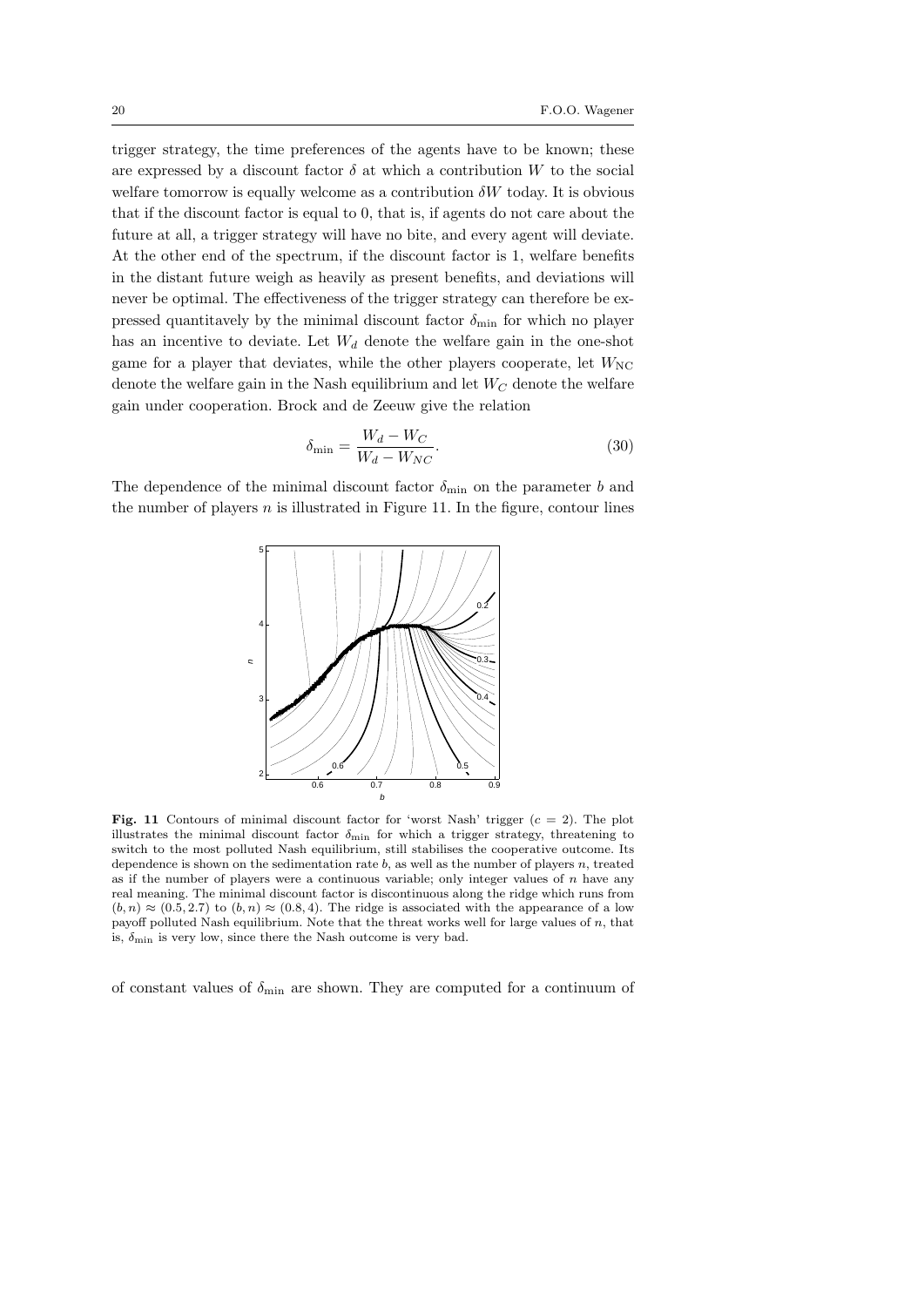trigger strategy, the time preferences of the agents have to be known; these are expressed by a discount factor $\delta$ at which a contribution $W$ to the social welfare tomorrow is equally welcome as a contribution $\delta W$ today. It is obvious that if the discount factor is equal to 0, that is, if agents do not care about the future at all, a trigger strategy will have no bite, and every agent will deviate. At the other end of the spectrum, if the discount factor is 1, welfare benefits in the distant future weigh as heavily as present benefits, and deviations will never be optimal. The effectiveness of the trigger strategy can therefore be expressed quantitatively by the minimal discount factor $\delta_{\min}$ for which no player has an incentive to deviate. Let $W_d$ denote the welfare gain in the one-shot game for a player that deviates, while the other players cooperate, let $W_{\mathrm{NC}}$ denote the welfare gain in the Nash equilibrium and let $W_C$ denote the welfare gain under cooperation. Brock and de Zeeuw give the relation

$$\delta_{\min} = \frac{W_d - W_C}{W_d - W_{NC}}. \tag{30}$$

The dependence of the minimal discount factor $\delta_{\min}$ on the parameter $b$ and the number of players $n$ is illustrated in Figure 11. In the figure, contour lines

**Fig. 11** Contours of minimal discount factor for 'worst Nash' trigger ($c = 2$). The plot illustrates the minimal discount factor $\delta_{\min}$ for which a trigger strategy, threatening to switch to the most polluted Nash equilibrium, still stabilises the cooperative outcome. Its dependence is shown on the sedimentation rate $b$, as well as the number of players $n$, treated as if the number of players were a continuous variable; only integer values of $n$ have any real meaning. The minimal discount factor is discontinuous along the ridge which runs from $(b, n) \approx (0.5, 2.7)$ to $(b, n) \approx (0.8, 4)$. The ridge is associated with the appearance of a low payoff polluted Nash equilibrium. Note that the threat works well for large values of $n$, that is, $\delta_{\min}$ is very low, since there the Nash outcome is very bad.

of constant values of $\delta_{\min}$ are shown. They are computed for a continuum of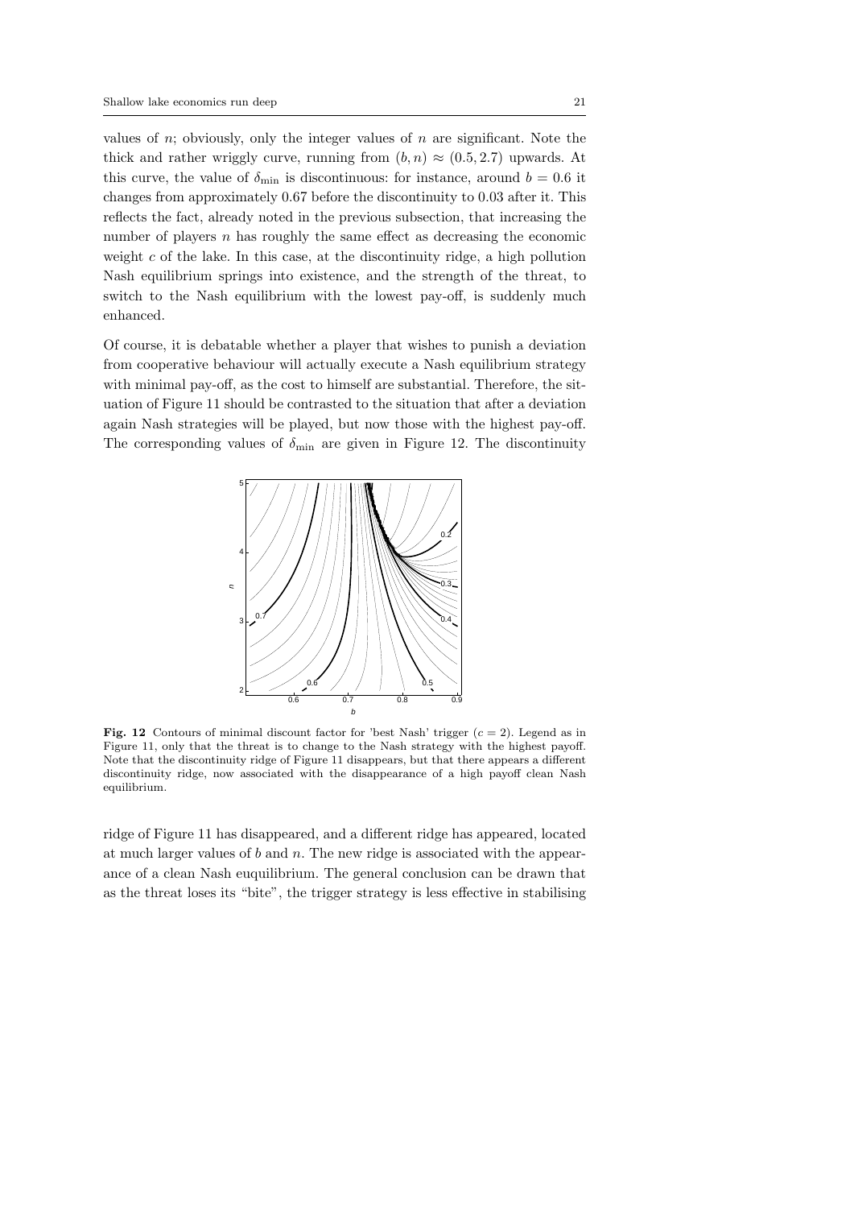values of $n$; obviously, only the integer values of $n$ are significant. Note the thick and rather wriggly curve, running from $(b, n) \approx (0.5, 2.7)$ upwards. At this curve, the value of $\delta_{\min}$ is discontinuous: for instance, around $b = 0.6$ it changes from approximately 0.67 before the discontinuity to 0.03 after it. This reflects the fact, already noted in the previous subsection, that increasing the number of players $n$ has roughly the same effect as decreasing the economic weight $c$ of the lake. In this case, at the discontinuity ridge, a high pollution Nash equilibrium springs into existence, and the strength of the threat, to switch to the Nash equilibrium with the lowest pay-off, is suddenly much enhanced.

Of course, it is debatable whether a player that wishes to punish a deviation from cooperative behaviour will actually execute a Nash equilibrium strategy with minimal pay-off, as the cost to himself are substantial. Therefore, the situation of Figure 11 should be contrasted to the situation that after a deviation again Nash strategies will be played, but now those with the highest pay-off. The corresponding values of $\delta_{\min}$ are given in Figure 12. The discontinuity ridge of Figure 11 has disappeared, and a different ridge has appeared, located at much larger values of $b$ and $n$. The new ridge is associated with the appearance of a clean Nash euquilibrium. The general conclusion can be drawn that as the threat loses its "bite", the trigger strategy is less effective in stabilising

**Fig. 12** Contours of minimal discount factor for 'best Nash' trigger ($c = 2$). Legend as in Figure 11, only that the threat is to change to the Nash strategy with the highest payoff. Note that the discontinuity ridge of Figure 11 disappears, but that there appears a different discontinuity ridge, now associated with the disappearance of a high payoff clean Nash equilibrium.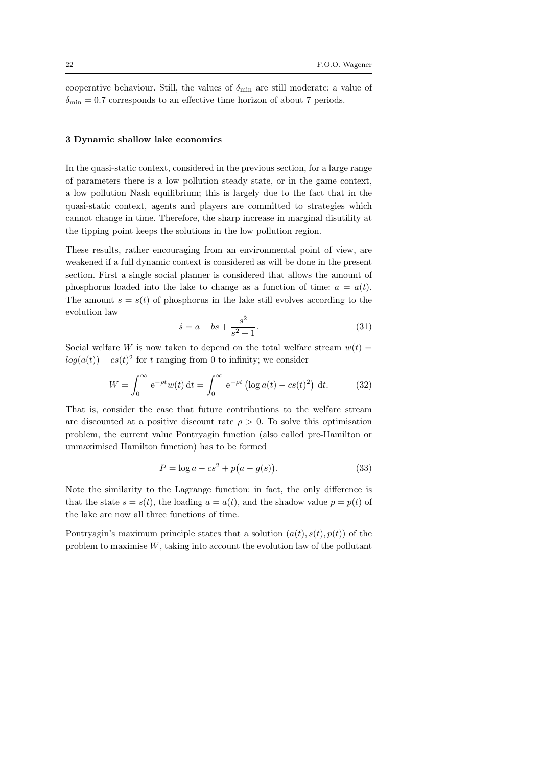cooperative behaviour. Still, the values of $\delta_{\min}$ are still moderate: a value of $\delta_{\min} = 0.7$ corresponds to an effective time horizon of about 7 periods.

### 3 Dynamic shallow lake economics

In the quasi-static context, considered in the previous section, for a large range of parameters there is a low pollution steady state, or in the game context, a low pollution Nash equilibrium; this is largely due to the fact that in the quasi-static context, agents and players are committed to strategies which cannot change in time. Therefore, the sharp increase in marginal disutility at the tipping point keeps the solutions in the low pollution region.

These results, rather encouraging from an environmental point of view, are weakened if a full dynamic context is considered as will be done in the present section. First a single social planner is considered that allows the amount of phosphorus loaded into the lake to change as a function of time: $a = a(t)$. The amount $s = s(t)$ of phosphorus in the lake still evolves according to the evolution law

$$\dot{s} = a - bs + \frac{s^2}{s^2 + 1}. \tag{31}$$

Social welfare $W$ is now taken to depend on the total welfare stream $w(t) = log(a(t)) - cs(t)^2$ for $t$ ranging from 0 to infinity; we consider

$$W = \int_0^\infty \mathrm{e}^{-\rho t} w(t) \, \mathrm{d}t = \int_0^\infty \mathrm{e}^{-\rho t} \left( \log a(t) - cs(t)^2 \right) \, \mathrm{d}t. \tag{32}$$

That is, consider the case that future contributions to the welfare stream are discounted at a positive discount rate $\rho > 0$. To solve this optimisation problem, the current value Pontryagin function (also called pre-Hamilton or unmaximised Hamilton function) has to be formed

$$P = \log a - cs^2 + p\big(a - g(s)\big). \tag{33}$$

Note the similarity to the Lagrange function: in fact, the only difference is that the state $s = s(t)$, the loading $a = a(t)$, and the shadow value $p = p(t)$ of the lake are now all three functions of time.

Pontryagin's maximum principle states that a solution $(a(t), s(t), p(t))$ of the problem to maximise $W$, taking into account the evolution law of the pollutant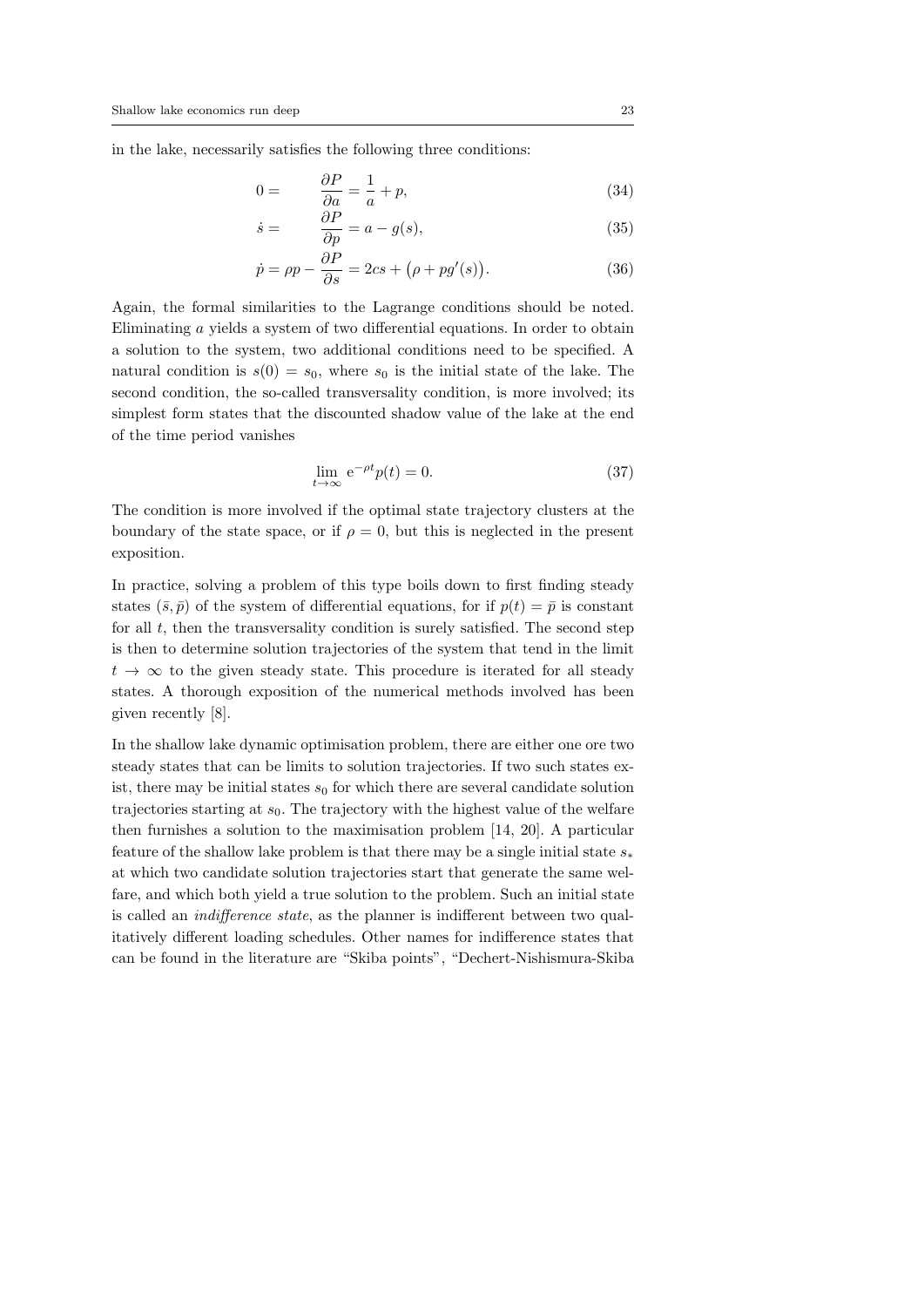in the lake, necessarily satisfies the following three conditions:

$$0 = \qquad \frac{\partial P}{\partial a} = \frac{1}{a} + p, \tag{34}$$

$$\dot{s} = \qquad \frac{\partial P}{\partial p} = a - g(s), \tag{35}$$

$$\dot{p} = \rho p - \frac{\partial P}{\partial s} = 2cs + \big(\rho + p g'(s)\big). \tag{36}$$

Again, the formal similarities to the Lagrange conditions should be noted. Eliminating $a$ yields a system of two differential equations. In order to obtain a solution to the system, two additional conditions need to be specified. A natural condition is $s(0) = s_0$, where $s_0$ is the initial state of the lake. The second condition, the so-called transversality condition, is more involved; its simplest form states that the discounted shadow value of the lake at the end of the time period vanishes

$$\lim_{t \to \infty} \mathrm{e}^{-\rho t} p(t) = 0. \tag{37}$$

The condition is more involved if the optimal state trajectory clusters at the boundary of the state space, or if $\rho = 0$, but this is neglected in the present exposition.

In practice, solving a problem of this type boils down to first finding steady states $(\bar{s}, \bar{p})$ of the system of differential equations, for if $p(t) = \bar{p}$ is constant for all $t$, then the transversality condition is surely satisfied. The second step is then to determine solution trajectories of the system that tend in the limit $t \to \infty$ to the given steady state. This procedure is iterated for all steady states. A thorough exposition of the numerical methods involved has been given recently [8].

In the shallow lake dynamic optimisation problem, there are either one ore two steady states that can be limits to solution trajectories. If two such states exist, there may be initial states $s_0$ for which there are several candidate solution trajectories starting at $s_0$. The trajectory with the highest value of the welfare then furnishes a solution to the maximisation problem [14, 20]. A particular feature of the shallow lake problem is that there may be a single initial state $s_*$ at which two candidate solution trajectories start that generate the same welfare, and which both yield a true solution to the problem. Such an initial state is called an *indifference state*, as the planner is indifferent between two qualitatively different loading schedules. Other names for indifference states that can be found in the literature are "Skiba points", "Dechert-Nishismura-Skiba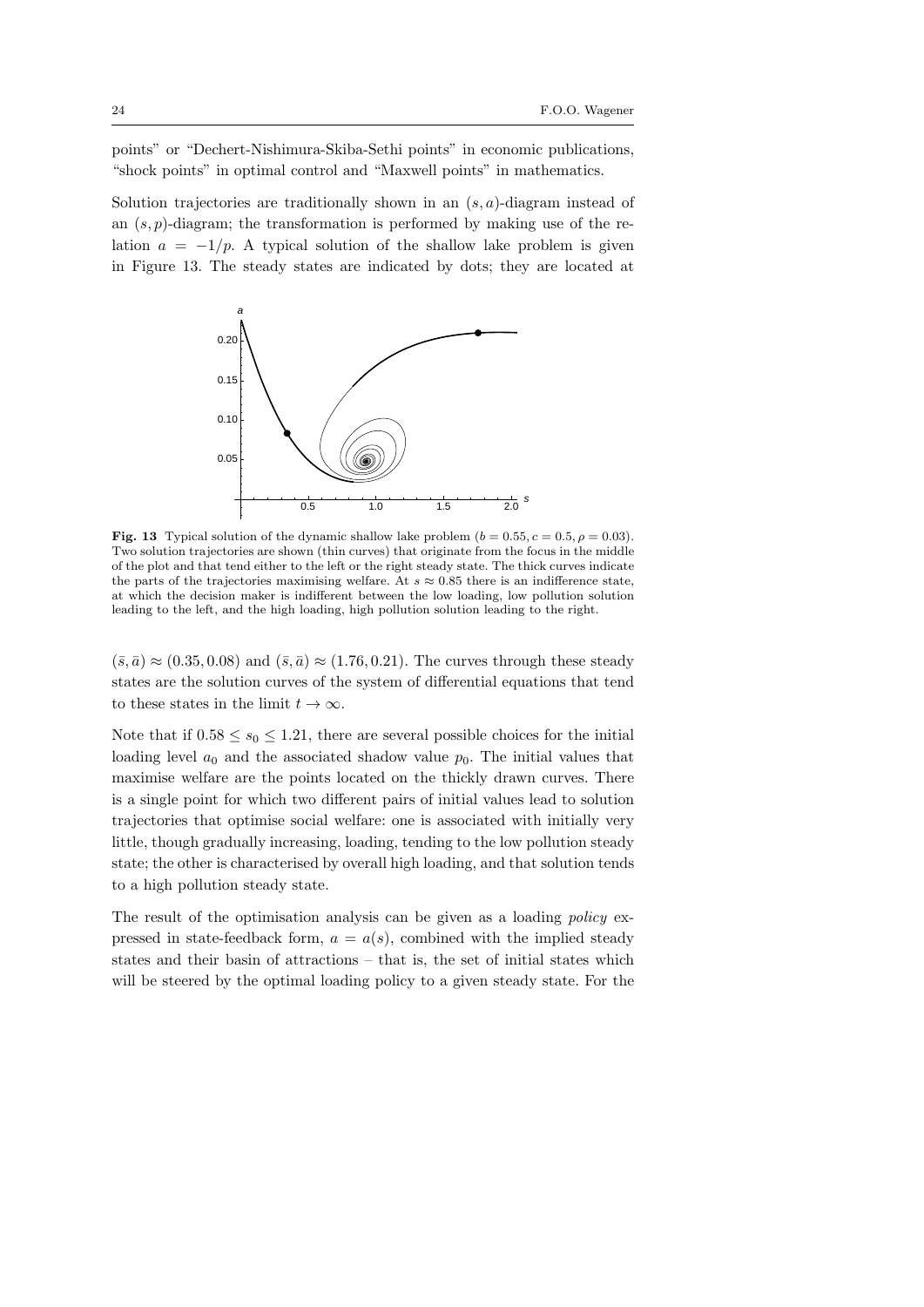points" or "Dechert-Nishimura-Skiba-Sethi points" in economic publications, "shock points" in optimal control and "Maxwell points" in mathematics.

Solution trajectories are traditionally shown in an $(s, a)$-diagram instead of an $(s, p)$-diagram; the transformation is performed by making use of the relation $a = -1/p$. A typical solution of the shallow lake problem is given in Figure 13. The steady states are indicated by dots; they are located at

**Fig. 13** Typical solution of the dynamic shallow lake problem ($b = 0.55, c = 0.5, \rho = 0.03$). Two solution trajectories are shown (thin curves) that originate from the focus in the middle of the plot and that tend either to the left or the right steady state. The thick curves indicate the parts of the trajectories maximising welfare. At $s \approx 0.85$ there is an indifference state, at which the decision maker is indifferent between the low loading, low pollution solution leading to the left, and the high loading, high pollution solution leading to the right.

$(\bar{s}, \bar{a}) \approx (0.35, 0.08)$ and $(\bar{s}, \bar{a}) \approx (1.76, 0.21)$. The curves through these steady states are the solution curves of the system of differential equations that tend to these states in the limit $t \to \infty$.

Note that if $0.58 \leq s_0 \leq 1.21$, there are several possible choices for the initial loading level $a_0$ and the associated shadow value $p_0$. The initial values that maximise welfare are the points located on the thickly drawn curves. There is a single point for which two different pairs of initial values lead to solution trajectories that optimise social welfare: one is associated with initially very little, though gradually increasing, loading, tending to the low pollution steady state; the other is characterised by overall high loading, and that solution tends to a high pollution steady state.

The result of the optimisation analysis can be given as a loading *policy* expressed in state-feedback form, $a = a(s)$, combined with the implied steady states and their basin of attractions – that is, the set of initial states which will be steered by the optimal loading policy to a given steady state. For the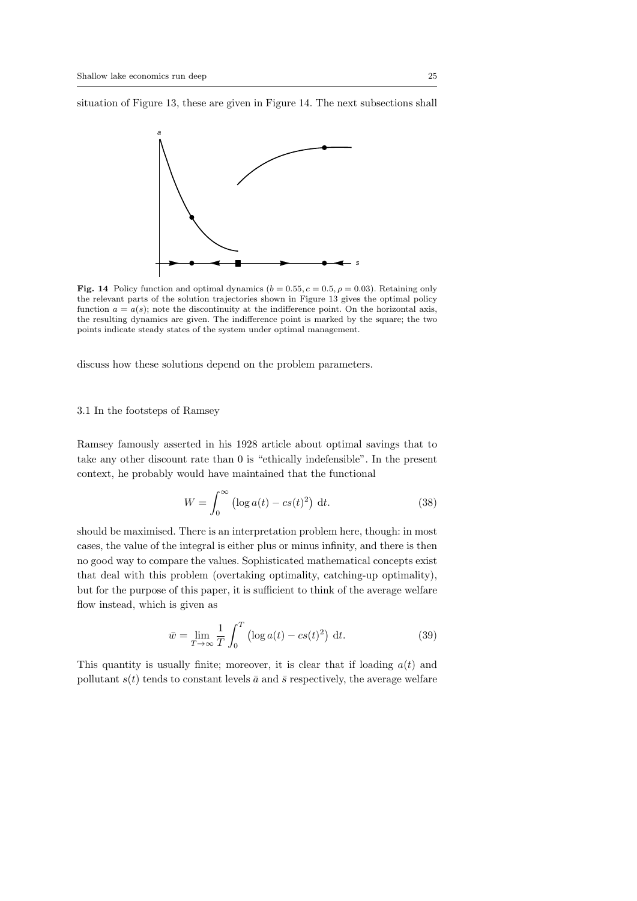situation of Figure 13, these are given in Figure 14. The next subsections shall

**Fig. 14** Policy function and optimal dynamics ($b = 0.55, c = 0.5, \rho = 0.03$). Retaining only the relevant parts of the solution trajectories shown in Figure 13 gives the optimal policy function $a = a(s)$; note the discontinuity at the indifference point. On the horizontal axis, the resulting dynamics are given. The indifference point is marked by the square; the two points indicate steady states of the system under optimal management.

discuss how these solutions depend on the problem parameters.

### 3.1 In the footsteps of Ramsey

Ramsey famously asserted in his 1928 article about optimal savings that to take any other discount rate than 0 is "ethically indefensible". In the present context, he probably would have maintained that the functional

$$W = \int_0^\infty \left(\log a(t) - cs(t)^2\right) \, \mathrm{d}t. \tag{38}$$

should be maximised. There is an interpretation problem here, though: in most cases, the value of the integral is either plus or minus infinity, and there is then no good way to compare the values. Sophisticated mathematical concepts exist that deal with this problem (overtaking optimality, catching-up optimality), but for the purpose of this paper, it is sufficient to think of the average welfare flow instead, which is given as

$$\bar{w} = \lim_{T\to\infty} \frac{1}{T} \int_0^T \left(\log a(t) - cs(t)^2\right) \, \mathrm{d}t. \tag{39}$$

This quantity is usually finite; moreover, it is clear that if loading $a(t)$ and pollutant $s(t)$ tends to constant levels $\bar{a}$ and $\bar{s}$ respectively, the average welfare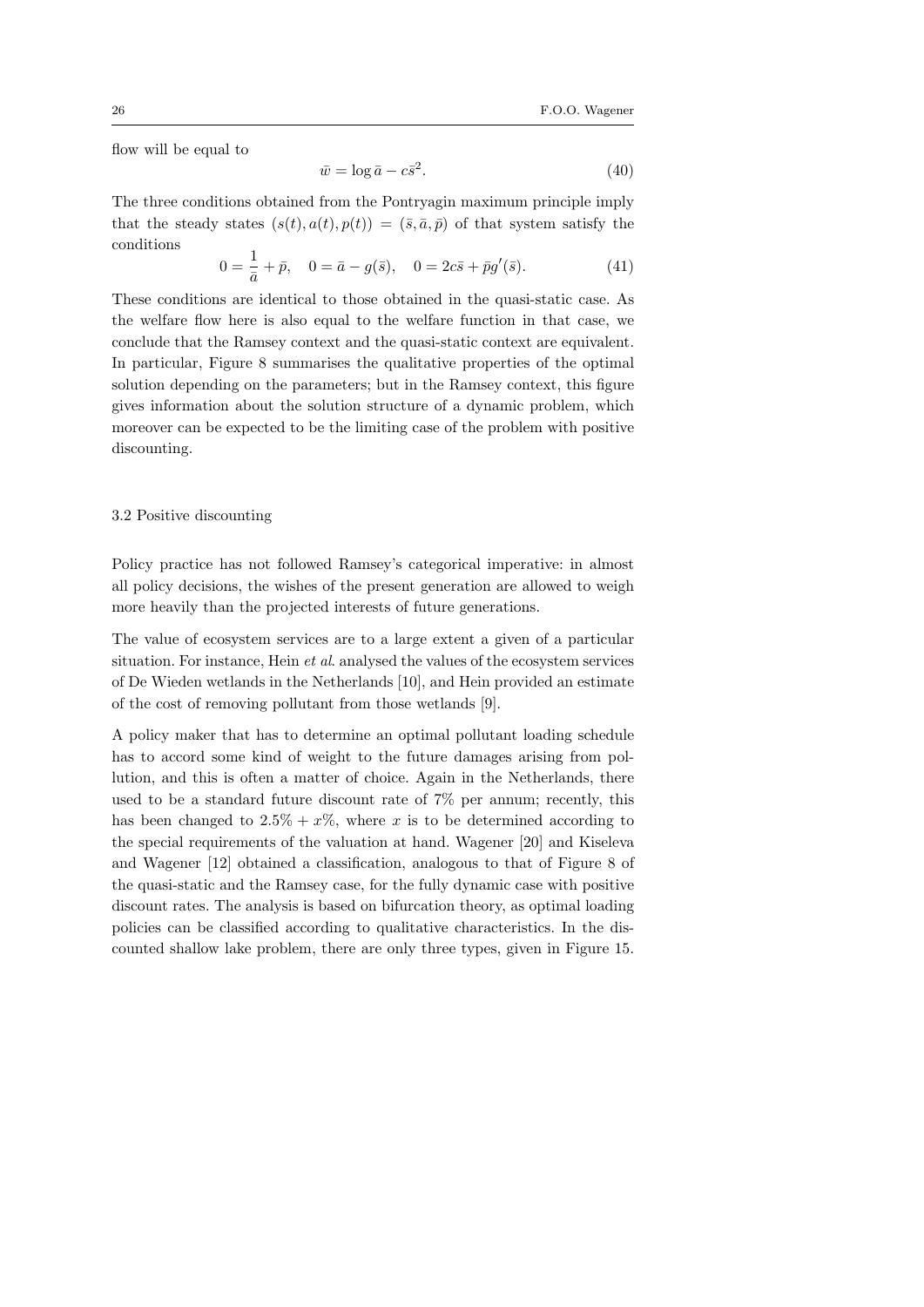flow will be equal to

$$\bar{w} = \log \bar{a} - c\bar{s}^2. \tag{40}$$

The three conditions obtained from the Pontryagin maximum principle imply that the steady states $(s(t), a(t), p(t)) = (\bar{s}, \bar{a}, \bar{p})$ of that system satisfy the conditions

$$0 = \frac{1}{\bar{a}} + \bar{p}, \quad 0 = \bar{a} - g(\bar{s}), \quad 0 = 2c\bar{s} + \bar{p}g'(\bar{s}). \tag{41}$$

These conditions are identical to those obtained in the quasi-static case. As the welfare flow here is also equal to the welfare function in that case, we conclude that the Ramsey context and the quasi-static context are equivalent. In particular, Figure 8 summarises the qualitative properties of the optimal solution depending on the parameters; but in the Ramsey context, this figure gives information about the solution structure of a dynamic problem, which moreover can be expected to be the limiting case of the problem with positive discounting.

### 3.2 Positive discounting

Policy practice has not followed Ramsey's categorical imperative: in almost all policy decisions, the wishes of the present generation are allowed to weigh more heavily than the projected interests of future generations.

The value of ecosystem services are to a large extent a given of a particular situation. For instance, Hein *et al*. analysed the values of the ecosystem services of De Wieden wetlands in the Netherlands [10], and Hein provided an estimate of the cost of removing pollutant from those wetlands [9].

A policy maker that has to determine an optimal pollutant loading schedule has to accord some kind of weight to the future damages arising from pollution, and this is often a matter of choice. Again in the Netherlands, there used to be a standard future discount rate of 7% per annum; recently, this has been changed to $2.5\% + x\%$, where $x$ is to be determined according to the special requirements of the valuation at hand. Wagener [20] and Kiseleva and Wagener [12] obtained a classification, analogous to that of Figure 8 of the quasi-static and the Ramsey case, for the fully dynamic case with positive discount rates. The analysis is based on bifurcation theory, as optimal loading policies can be classified according to qualitative characteristics. In the discounted shallow lake problem, there are only three types, given in Figure 15.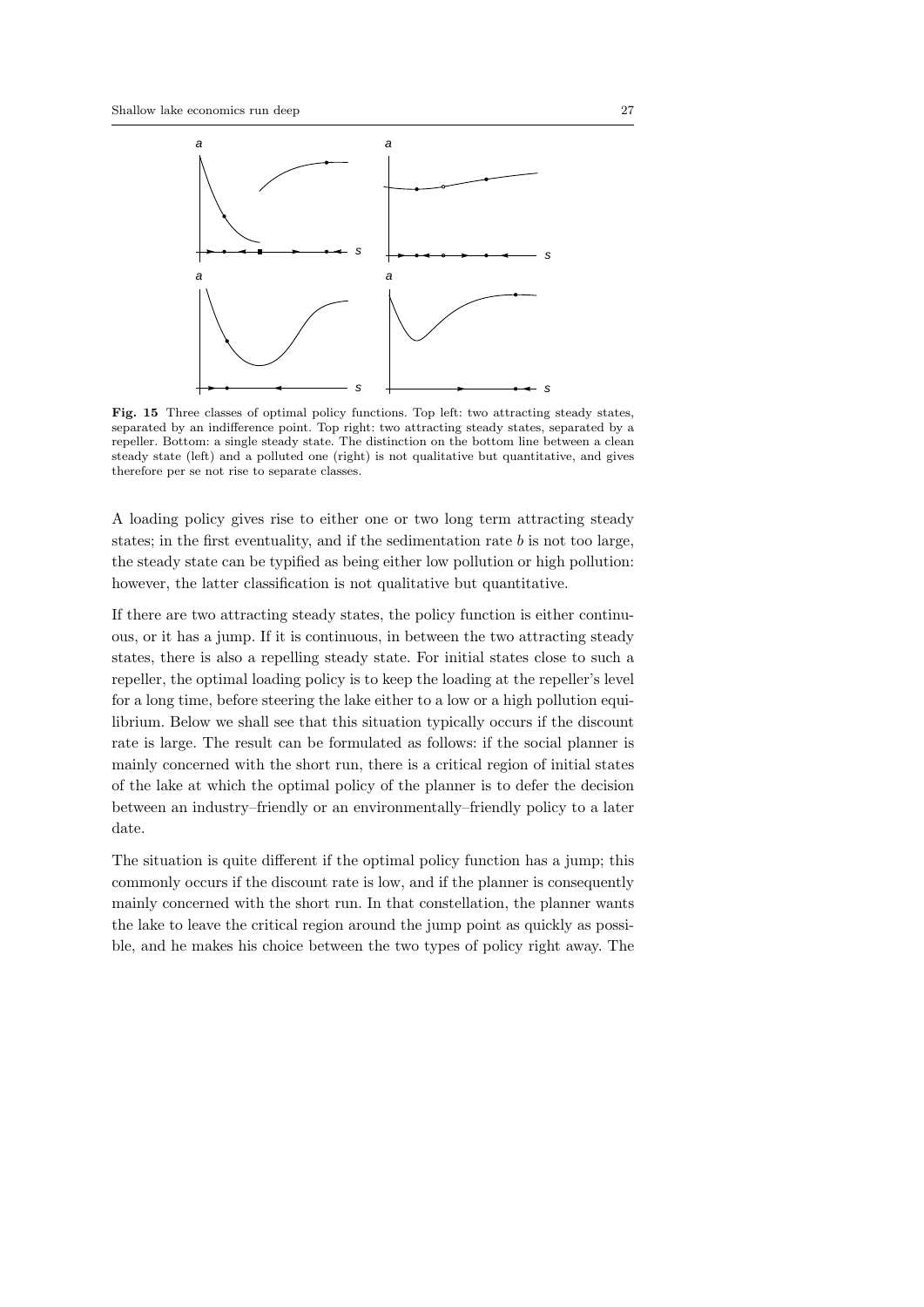**Fig. 15** Three classes of optimal policy functions. Top left: two attracting steady states, separated by an indifference point. Top right: two attracting steady states, separated by a repeller. Bottom: a single steady state. The distinction on the bottom line between a clean steady state (left) and a polluted one (right) is not qualitative but quantitative, and gives therefore per se not rise to separate classes.

A loading policy gives rise to either one or two long term attracting steady states; in the first eventuality, and if the sedimentation rate $b$ is not too large, the steady state can be typified as being either low pollution or high pollution: however, the latter classification is not qualitative but quantitative.

If there are two attracting steady states, the policy function is either continuous, or it has a jump. If it is continuous, in between the two attracting steady states, there is also a repelling steady state. For initial states close to such a repeller, the optimal loading policy is to keep the loading at the repeller's level for a long time, before steering the lake either to a low or a high pollution equilibrium. Below we shall see that this situation typically occurs if the discount rate is large. The result can be formulated as follows: if the social planner is mainly concerned with the short run, there is a critical region of initial states of the lake at which the optimal policy of the planner is to defer the decision between an industry–friendly or an environmentally–friendly policy to a later date.

The situation is quite different if the optimal policy function has a jump; this commonly occurs if the discount rate is low, and if the planner is consequently mainly concerned with the short run. In that constellation, the planner wants the lake to leave the critical region around the jump point as quickly as possible, and he makes his choice between the two types of policy right away. The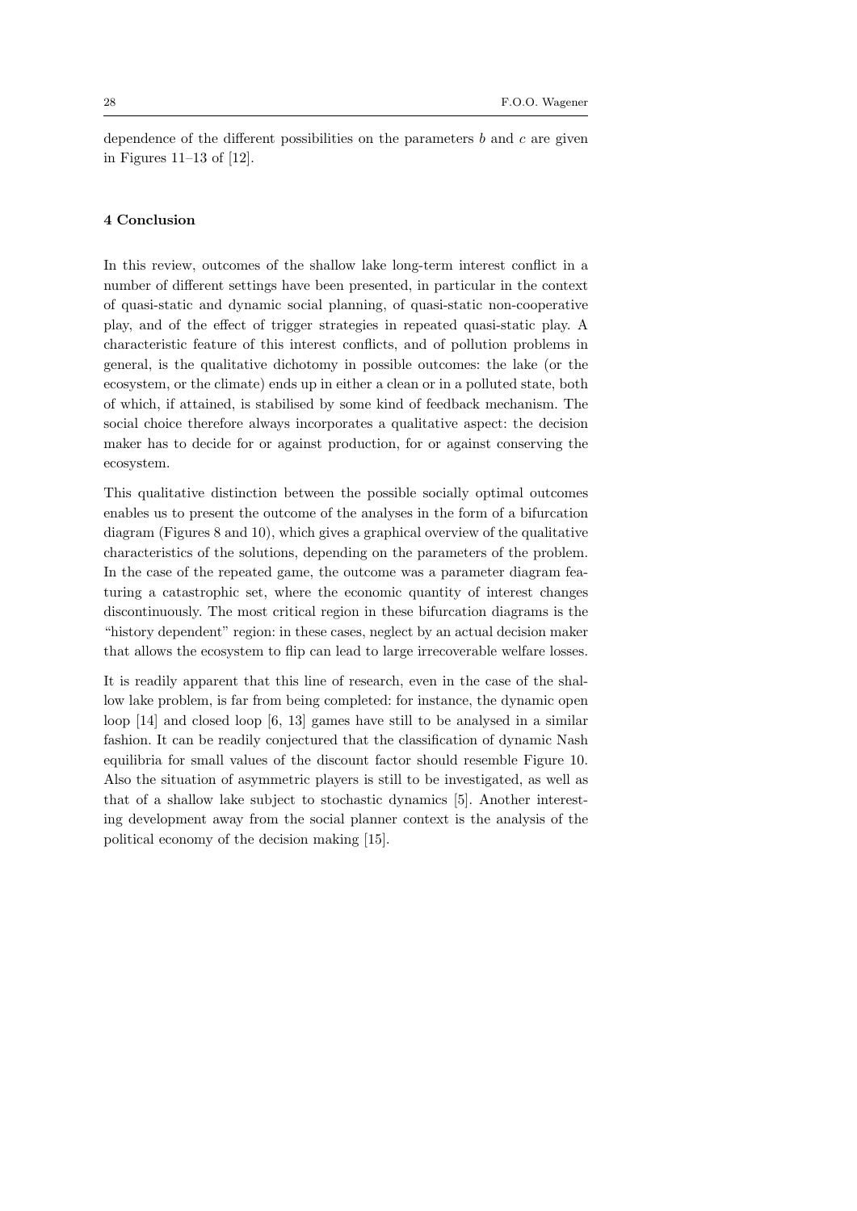dependence of the different possibilities on the parameters $b$ and $c$ are given in Figures 11–13 of [12].

## 4 Conclusion

In this review, outcomes of the shallow lake long-term interest conflict in a number of different settings have been presented, in particular in the context of quasi-static and dynamic social planning, of quasi-static non-cooperative play, and of the effect of trigger strategies in repeated quasi-static play. A characteristic feature of this interest conflicts, and of pollution problems in general, is the qualitative dichotomy in possible outcomes: the lake (or the ecosystem, or the climate) ends up in either a clean or in a polluted state, both of which, if attained, is stabilised by some kind of feedback mechanism. The social choice therefore always incorporates a qualitative aspect: the decision maker has to decide for or against production, for or against conserving the ecosystem.

This qualitative distinction between the possible socially optimal outcomes enables us to present the outcome of the analyses in the form of a bifurcation diagram (Figures 8 and 10), which gives a graphical overview of the qualitative characteristics of the solutions, depending on the parameters of the problem. In the case of the repeated game, the outcome was a parameter diagram featuring a catastrophic set, where the economic quantity of interest changes discontinuously. The most critical region in these bifurcation diagrams is the "history dependent" region: in these cases, neglect by an actual decision maker that allows the ecosystem to flip can lead to large irrecoverable welfare losses.

It is readily apparent that this line of research, even in the case of the shallow lake problem, is far from being completed: for instance, the dynamic open loop [14] and closed loop [6, 13] games have still to be analysed in a similar fashion. It can be readily conjectured that the classification of dynamic Nash equilibria for small values of the discount factor should resemble Figure 10. Also the situation of asymmetric players is still to be investigated, as well as that of a shallow lake subject to stochastic dynamics [5]. Another interesting development away from the social planner context is the analysis of the political economy of the decision making [15].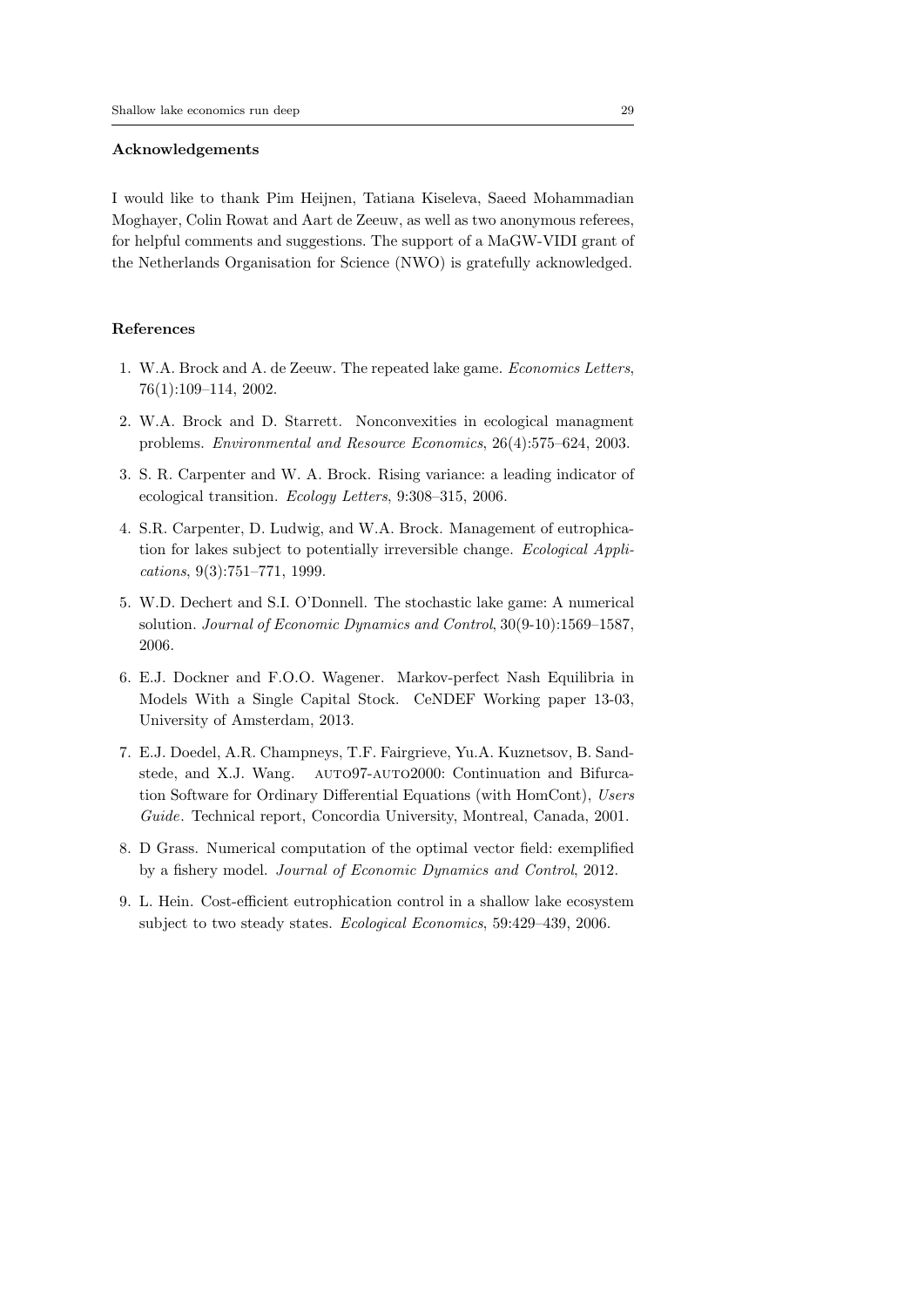### Acknowledgements

I would like to thank Pim Heijnen, Tatiana Kiseleva, Saeed Mohammadian Moghayer, Colin Rowat and Aart de Zeeuw, as well as two anonymous referees, for helpful comments and suggestions. The support of a MaGW-VIDI grant of the Netherlands Organisation for Science (NWO) is gratefully acknowledged.

### References

1. W.A. Brock and A. de Zeeuw. The repeated lake game. *Economics Letters*, 76(1):109–114, 2002.
2. W.A. Brock and D. Starrett. Nonconvexities in ecological managment problems. *Environmental and Resource Economics*, 26(4):575–624, 2003.
3. S. R. Carpenter and W. A. Brock. Rising variance: a leading indicator of ecological transition. *Ecology Letters*, 9:308–315, 2006.
4. S.R. Carpenter, D. Ludwig, and W.A. Brock. Management of eutrophication for lakes subject to potentially irreversible change. *Ecological Applications*, 9(3):751–771, 1999.
5. W.D. Dechert and S.I. O'Donnell. The stochastic lake game: A numerical solution. *Journal of Economic Dynamics and Control*, 30(9-10):1569–1587, 2006.
6. E.J. Dockner and F.O.O. Wagener. Markov-perfect Nash Equilibria in Models With a Single Capital Stock. CeNDEF Working paper 13-03, University of Amsterdam, 2013.
7. E.J. Doedel, A.R. Champneys, T.F. Fairgrieve, Yu.A. Kuznetsov, B. Sandstede, and X.J. Wang. AUTO97-AUTO2000: Continuation and Bifurcation Software for Ordinary Differential Equations (with HomCont), *Users Guide*. Technical report, Concordia University, Montreal, Canada, 2001.
8. D Grass. Numerical computation of the optimal vector field: exemplified by a fishery model. *Journal of Economic Dynamics and Control*, 2012.
9. L. Hein. Cost-efficient eutrophication control in a shallow lake ecosystem subject to two steady states. *Ecological Economics*, 59:429–439, 2006.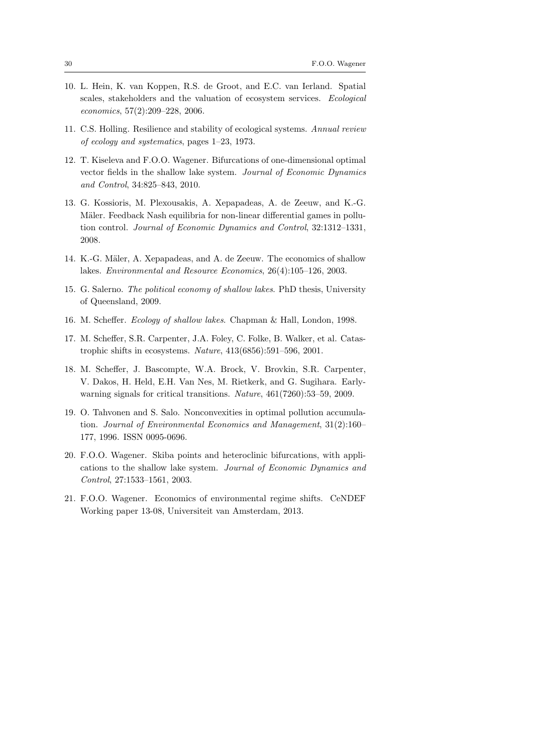10. L. Hein, K. van Koppen, R.S. de Groot, and E.C. van Ierland. Spatial scales, stakeholders and the valuation of ecosystem services. *Ecological economics*, 57(2):209–228, 2006.

11. C.S. Holling. Resilience and stability of ecological systems. *Annual review of ecology and systematics*, pages 1–23, 1973.

12. T. Kiseleva and F.O.O. Wagener. Bifurcations of one-dimensional optimal vector fields in the shallow lake system. *Journal of Economic Dynamics and Control*, 34:825–843, 2010.

13. G. Kossioris, M. Plexousakis, A. Xepapadeas, A. de Zeeuw, and K.-G. Mäler. Feedback Nash equilibria for non-linear differential games in pollution control. *Journal of Economic Dynamics and Control*, 32:1312–1331, 2008.

14. K.-G. Mäler, A. Xepapadeas, and A. de Zeeuw. The economics of shallow lakes. *Environmental and Resource Economics*, 26(4):105–126, 2003.

15. G. Salerno. *The political economy of shallow lakes*. PhD thesis, University of Queensland, 2009.

16. M. Scheffer. *Ecology of shallow lakes*. Chapman & Hall, London, 1998.

17. M. Scheffer, S.R. Carpenter, J.A. Foley, C. Folke, B. Walker, et al. Catastrophic shifts in ecosystems. *Nature*, 413(6856):591–596, 2001.

18. M. Scheffer, J. Bascompte, W.A. Brock, V. Brovkin, S.R. Carpenter, V. Dakos, H. Held, E.H. Van Nes, M. Rietkerk, and G. Sugihara. Early-warning signals for critical transitions. *Nature*, 461(7260):53–59, 2009.

19. O. Tahvonen and S. Salo. Nonconvexities in optimal pollution accumulation. *Journal of Environmental Economics and Management*, 31(2):160–177, 1996. ISSN 0095-0696.

20. F.O.O. Wagener. Skiba points and heteroclinic bifurcations, with applications to the shallow lake system. *Journal of Economic Dynamics and Control*, 27:1533–1561, 2003.

21. F.O.O. Wagener. Economics of environmental regime shifts. CeNDEF Working paper 13-08, Universiteit van Amsterdam, 2013.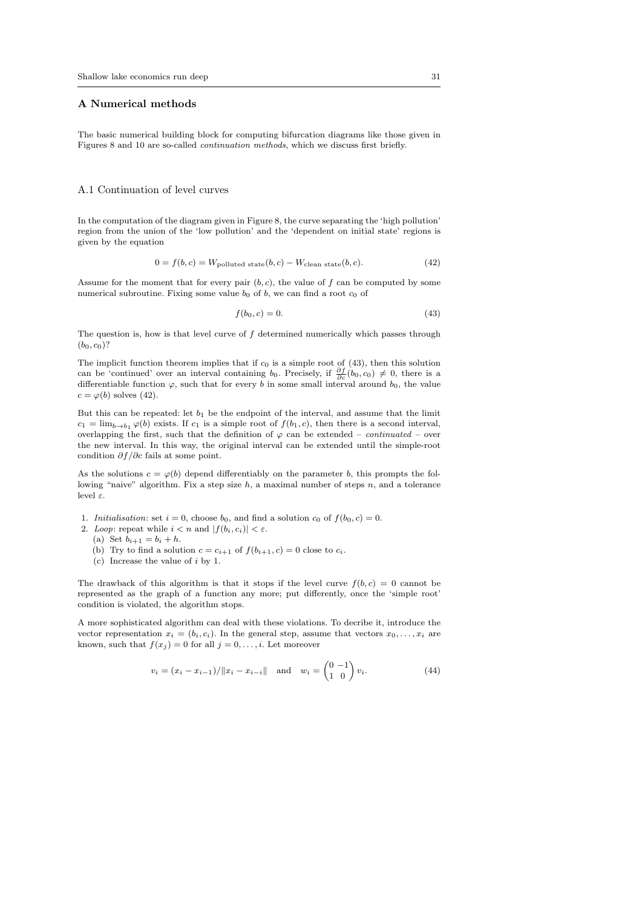## A Numerical methods

The basic numerical building block for computing bifurcation diagrams like those given in Figures 8 and 10 are so-called *continuation methods*, which we discuss first briefly.

### A.1 Continuation of level curves

In the computation of the diagram given in Figure 8, the curve separating the 'high pollution' region from the union of the 'low pollution' and the 'dependent on initial state' regions is given by the equation

$$0 = f(b, c) = W_{\text{polluted state}}(b, c) - W_{\text{clean state}}(b, c). \tag{42}$$

Assume for the moment that for every pair $(b, c)$, the value of $f$ can be computed by some numerical subroutine. Fixing some value $b_0$ of $b$, we can find a root $c_0$ of

$$f(b_0, c) = 0. \tag{43}$$

The question is, how is that level curve of $f$ determined numerically which passes through $(b_0, c_0)$?

The implicit function theorem implies that if $c_0$ is a simple root of (43), then this solution can be 'continued' over an interval containing $b_0$. Precisely, if $\frac{\partial f}{\partial c}(b_0, c_0) \neq 0$, there is a differentiable function $\varphi$, such that for every $b$ in some small interval around $b_0$, the value $c = \varphi(b)$ solves (42).

But this can be repeated: let $b_1$ be the endpoint of the interval, and assume that the limit $c_1 = \lim_{b \to b_1} \varphi(b)$ exists. If $c_1$ is a simple root of $f(b_1, c)$, then there is a second interval, overlapping the first, such that the definition of $\varphi$ can be extended – *continuated* – over the new interval. In this way, the original interval can be extended until the simple-root condition $\partial f / \partial c$ fails at some point.

As the solutions $c = \varphi(b)$ depend differentiably on the parameter $b$, this prompts the following "naive" algorithm. Fix a step size $h$, a maximal number of steps $n$, and a tolerance level $\varepsilon$.

1. *Initialisation*: set $i = 0$, choose $b_0$, and find a solution $c_0$ of $f(b_0, c) = 0$.
2. *Loop*: repeat while $i < n$ and $|f(b_i, c_i)| < \varepsilon$.
   (a) Set $b_{i+1} = b_i + h$.
   (b) Try to find a solution $c = c_{i+1}$ of $f(b_{i+1}, c) = 0$ close to $c_i$.
   (c) Increase the value of $i$ by 1.

The drawback of this algorithm is that it stops if the level curve $f(b, c) = 0$ cannot be represented as the graph of a function any more; put differently, once the 'simple root' condition is violated, the algorithm stops.

A more sophisticated algorithm can deal with these violations. To decribe it, introduce the vector representation $x_i = (b_i, c_i)$. In the general step, assume that vectors $x_0, \ldots, x_i$ are known, such that $f(x_j) = 0$ for all $j = 0, \ldots, i$. Let moreover

$$v_i = (x_i - x_{i-1}) / \|x_i - x_{i-i}\| \quad \text{and} \quad w_i = \begin{pmatrix} 0 & -1 \\ 1 & 0 \end{pmatrix} v_i. \tag{44}$$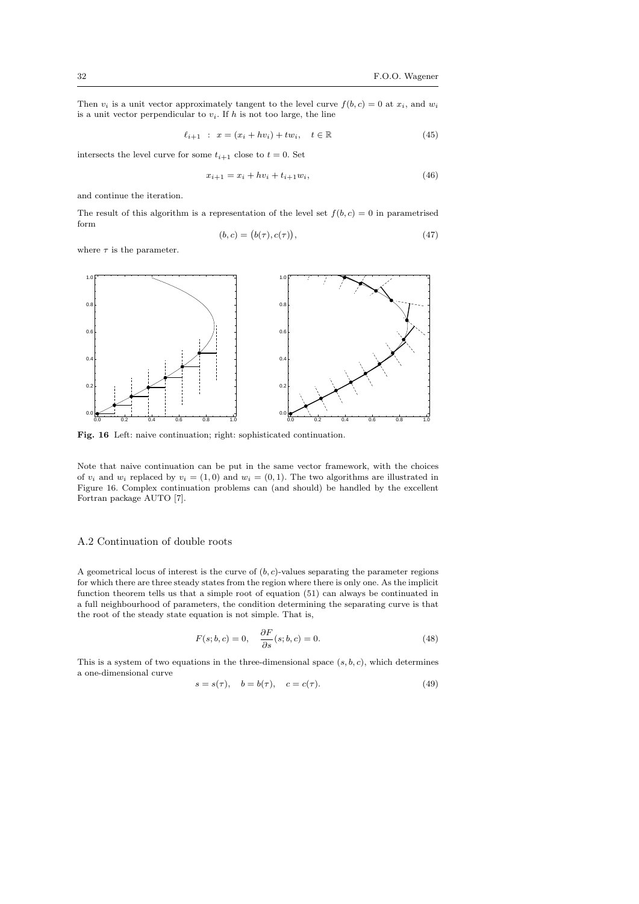Then $v_i$ is a unit vector approximately tangent to the level curve $f(b,c) = 0$ at $x_i$, and $w_i$ is a unit vector perpendicular to $v_i$. If $h$ is not too large, the line

$$\ell_{i+1} \ : \ x = (x_i + hv_i) + tw_i, \quad t \in \mathbb{R} \tag{45}$$

intersects the level curve for some $t_{i+1}$ close to $t = 0$. Set

$$x_{i+1} = x_i + hv_i + t_{i+1}w_i, \tag{46}$$

and continue the iteration.

The result of this algorithm is a representation of the level set $f(b,c) = 0$ in parametrised form

$$(b,c) = \big(b(\tau), c(\tau)\big), \tag{47}$$

where $\tau$ is the parameter.

**Fig. 16** Left: naive continuation; right: sophisticated continuation.

Note that naive continuation can be put in the same vector framework, with the choices of $v_i$ and $w_i$ replaced by $v_i = (1,0)$ and $w_i = (0,1)$. The two algorithms are illustrated in Figure 16. Complex continuation problems can (and should) be handled by the excellent Fortran package AUTO [7].

## A.2 Continuation of double roots

A geometrical locus of interest is the curve of $(b,c)$-values separating the parameter regions for which there are three steady states from the region where there is only one. As the implicit function theorem tells us that a simple root of equation (51) can always be continuated in a full neighbourhood of parameters, the condition determining the separating curve is that the root of the steady state equation is not simple. That is,

$$F(s;b,c) = 0, \quad \frac{\partial F}{\partial s}(s;b,c) = 0. \tag{48}$$

This is a system of two equations in the three-dimensional space $(s,b,c)$, which determines a one-dimensional curve

$$s = s(\tau), \quad b = b(\tau), \quad c = c(\tau). \tag{49}$$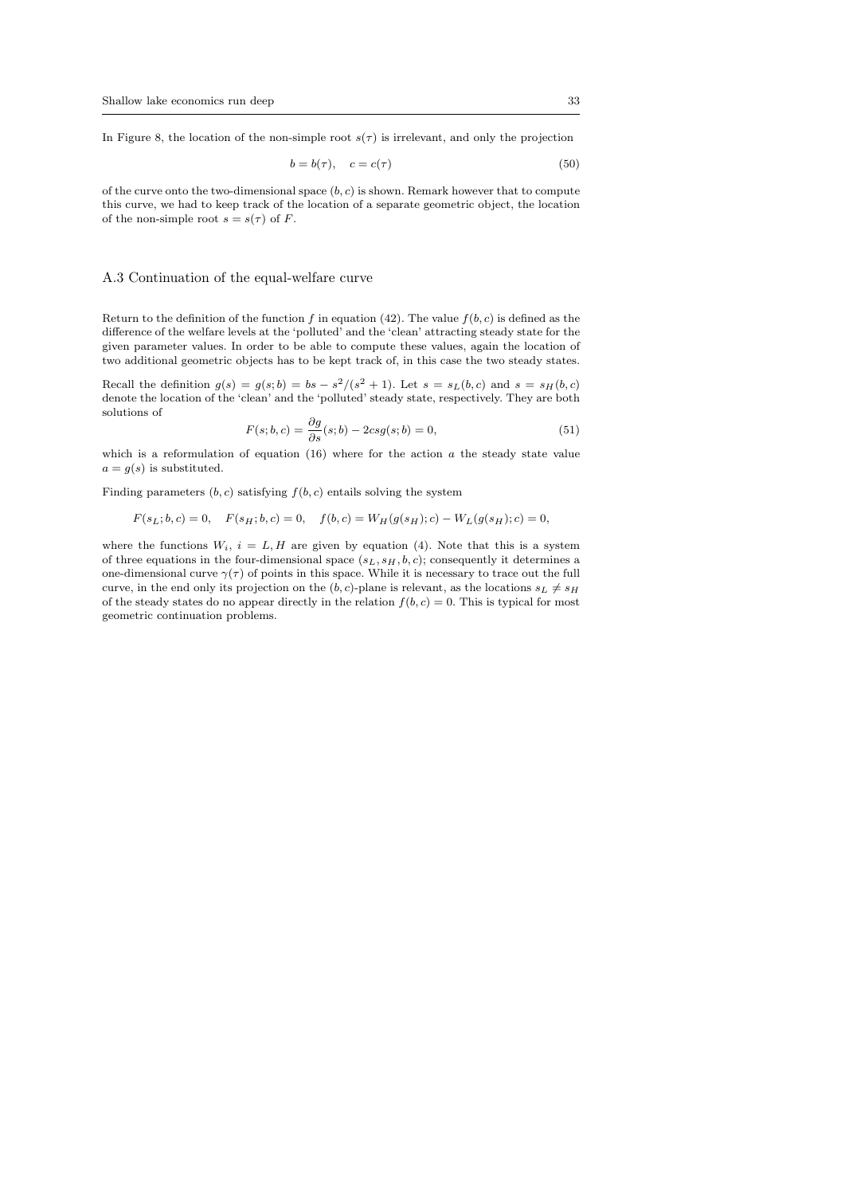In Figure 8, the location of the non-simple root $s(\tau)$ is irrelevant, and only the projection

$$b = b(\tau), \quad c = c(\tau) \tag{50}$$

of the curve onto the two-dimensional space $(b, c)$ is shown. Remark however that to compute this curve, we had to keep track of the location of a separate geometric object, the location of the non-simple root $s = s(\tau)$ of $F$.

## A.3 Continuation of the equal-welfare curve

Return to the definition of the function $f$ in equation (42). The value $f(b, c)$ is defined as the difference of the welfare levels at the 'polluted' and the 'clean' attracting steady state for the given parameter values. In order to be able to compute these values, again the location of two additional geometric objects has to be kept track of, in this case the two steady states.

Recall the definition $g(s) = g(s; b) = bs - s^2/(s^2 + 1)$. Let $s = s_L(b, c)$ and $s = s_H(b, c)$ denote the location of the 'clean' and the 'polluted' steady state, respectively. They are both solutions of

$$F(s; b, c) = \frac{\partial g}{\partial s}(s; b) - 2csg(s; b) = 0, \tag{51}$$

which is a reformulation of equation (16) where for the action $a$ the steady state value $a = g(s)$ is substituted.

Finding parameters $(b, c)$ satisfying $f(b, c)$ entails solving the system

$$F(s_L; b, c) = 0, \quad F(s_H; b, c) = 0, \quad f(b, c) = W_H(g(s_H); c) - W_L(g(s_H); c) = 0,$$

where the functions $W_i$, $i = L, H$ are given by equation (4). Note that this is a system of three equations in the four-dimensional space $(s_L, s_H, b, c)$; consequently it determines a one-dimensional curve $\gamma(\tau)$ of points in this space. While it is necessary to trace out the full curve, in the end only its projection on the $(b, c)$-plane is relevant, as the locations $s_L \neq s_H$ of the steady states do no appear directly in the relation $f(b, c) = 0$. This is typical for most geometric continuation problems.